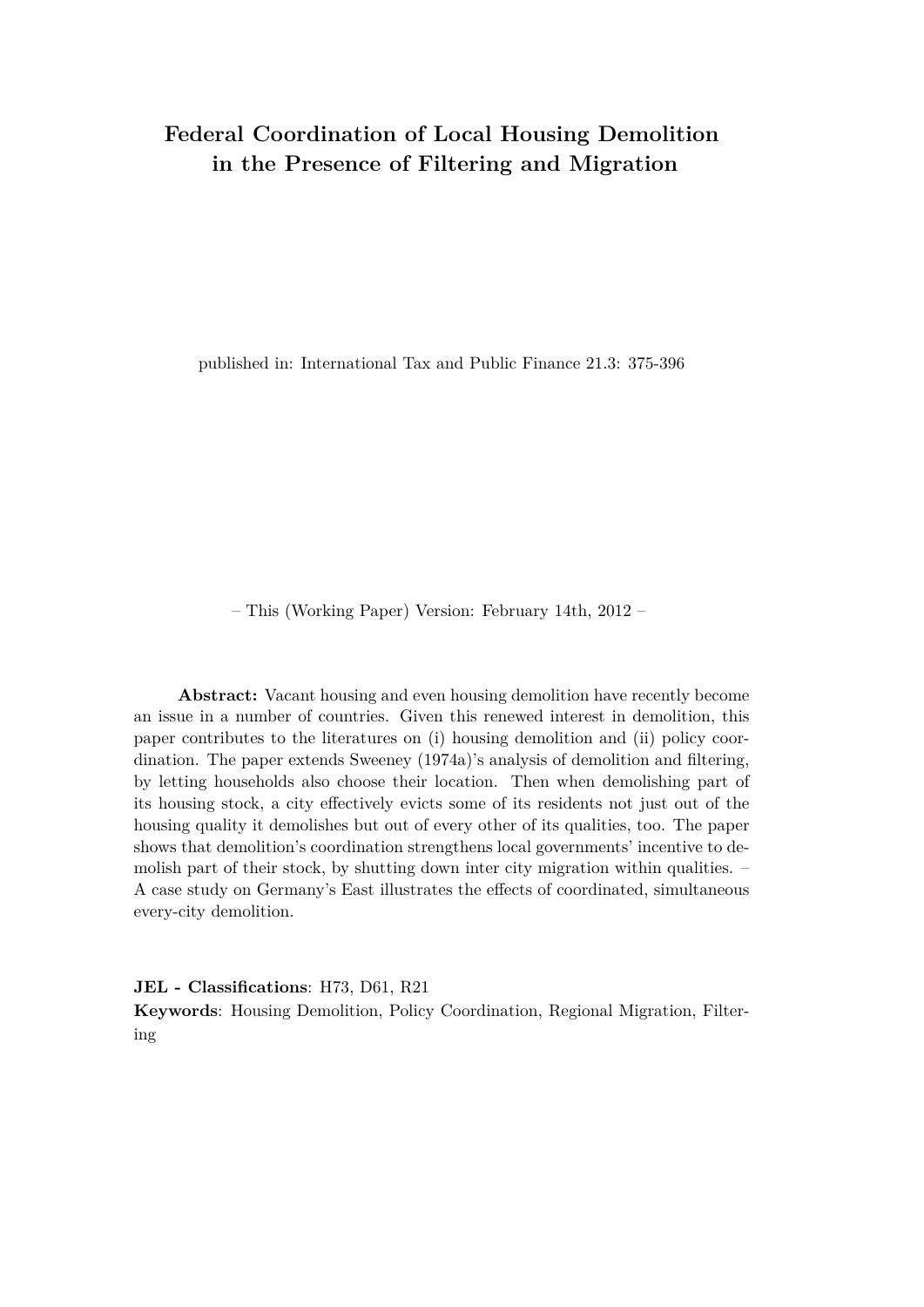# Federal Coordination of Local Housing Demolition in the Presence of Filtering and Migration

published in: International Tax and Public Finance 21.3: 375-396

– This (Working Paper) Version: February 14th, 2012 –

**Abstract:** Vacant housing and even housing demolition have recently become an issue in a number of countries. Given this renewed interest in demolition, this paper contributes to the literatures on (i) housing demolition and (ii) policy coordination. The paper extends Sweeney (1974a)'s analysis of demolition and filtering, by letting households also choose their location. Then when demolishing part of its housing stock, a city effectively evicts some of its residents not just out of the housing quality it demolishes but out of every other of its qualities, too. The paper shows that demolition's coordination strengthens local governments' incentive to demolish part of their stock, by shutting down inter city migration within qualities. – A case study on Germany's East illustrates the effects of coordinated, simultaneous every-city demolition.

**JEL - Classifications**: H73, D61, R21

**Keywords**: Housing Demolition, Policy Coordination, Regional Migration, Filtering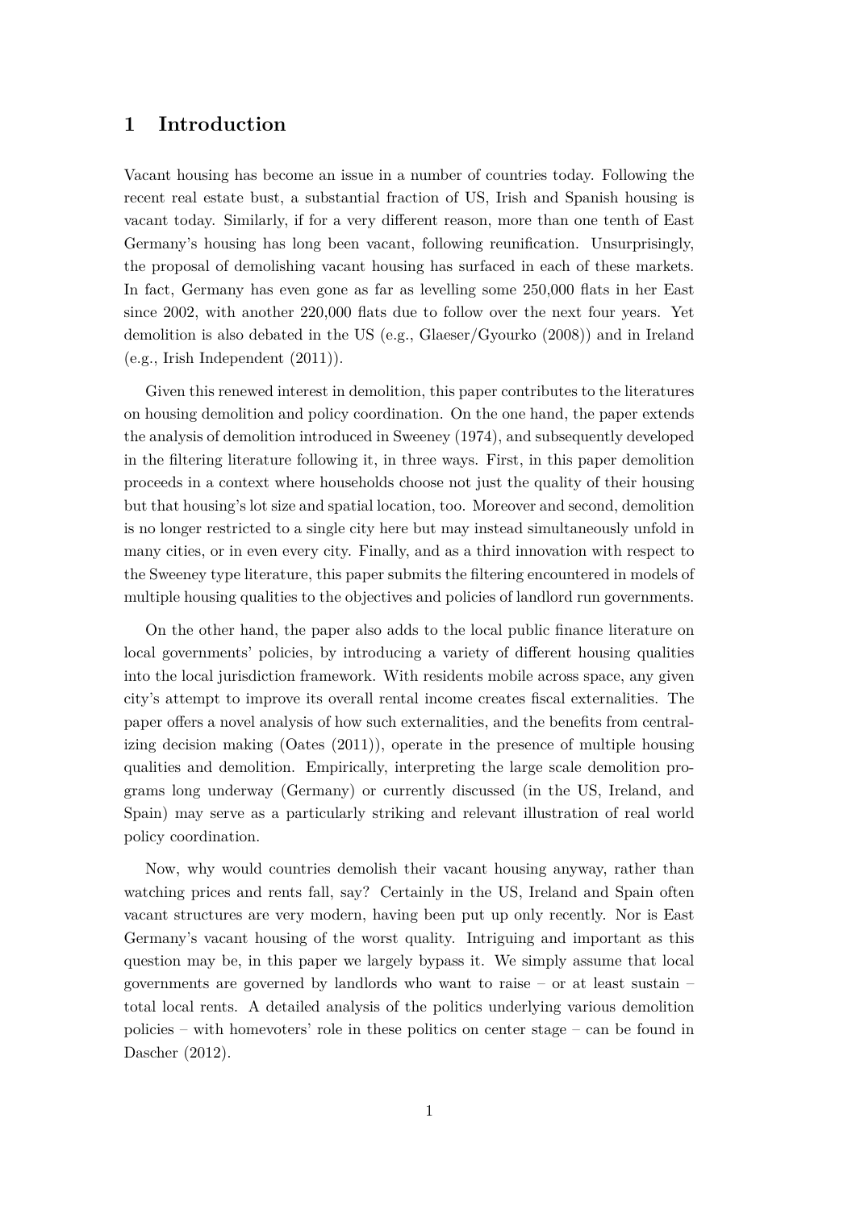# 1 Introduction

Vacant housing has become an issue in a number of countries today. Following the recent real estate bust, a substantial fraction of US, Irish and Spanish housing is vacant today. Similarly, if for a very different reason, more than one tenth of East Germany's housing has long been vacant, following reunification. Unsurprisingly, the proposal of demolishing vacant housing has surfaced in each of these markets. In fact, Germany has even gone as far as levelling some 250,000 flats in her East since 2002, with another 220,000 flats due to follow over the next four years. Yet demolition is also debated in the US (e.g., Glaeser/Gyourko (2008)) and in Ireland (e.g., Irish Independent (2011)).

Given this renewed interest in demolition, this paper contributes to the literatures on housing demolition and policy coordination. On the one hand, the paper extends the analysis of demolition introduced in Sweeney (1974), and subsequently developed in the filtering literature following it, in three ways. First, in this paper demolition proceeds in a context where households choose not just the quality of their housing but that housing's lot size and spatial location, too. Moreover and second, demolition is no longer restricted to a single city here but may instead simultaneously unfold in many cities, or in even every city. Finally, and as a third innovation with respect to the Sweeney type literature, this paper submits the filtering encountered in models of multiple housing qualities to the objectives and policies of landlord run governments.

On the other hand, the paper also adds to the local public finance literature on local governments' policies, by introducing a variety of different housing qualities into the local jurisdiction framework. With residents mobile across space, any given city's attempt to improve its overall rental income creates fiscal externalities. The paper offers a novel analysis of how such externalities, and the benefits from centralizing decision making (Oates (2011)), operate in the presence of multiple housing qualities and demolition. Empirically, interpreting the large scale demolition programs long underway (Germany) or currently discussed (in the US, Ireland, and Spain) may serve as a particularly striking and relevant illustration of real world policy coordination.

Now, why would countries demolish their vacant housing anyway, rather than watching prices and rents fall, say? Certainly in the US, Ireland and Spain often vacant structures are very modern, having been put up only recently. Nor is East Germany's vacant housing of the worst quality. Intriguing and important as this question may be, in this paper we largely bypass it. We simply assume that local governments are governed by landlords who want to raise – or at least sustain – total local rents. A detailed analysis of the politics underlying various demolition policies – with homevoters' role in these politics on center stage – can be found in Dascher (2012).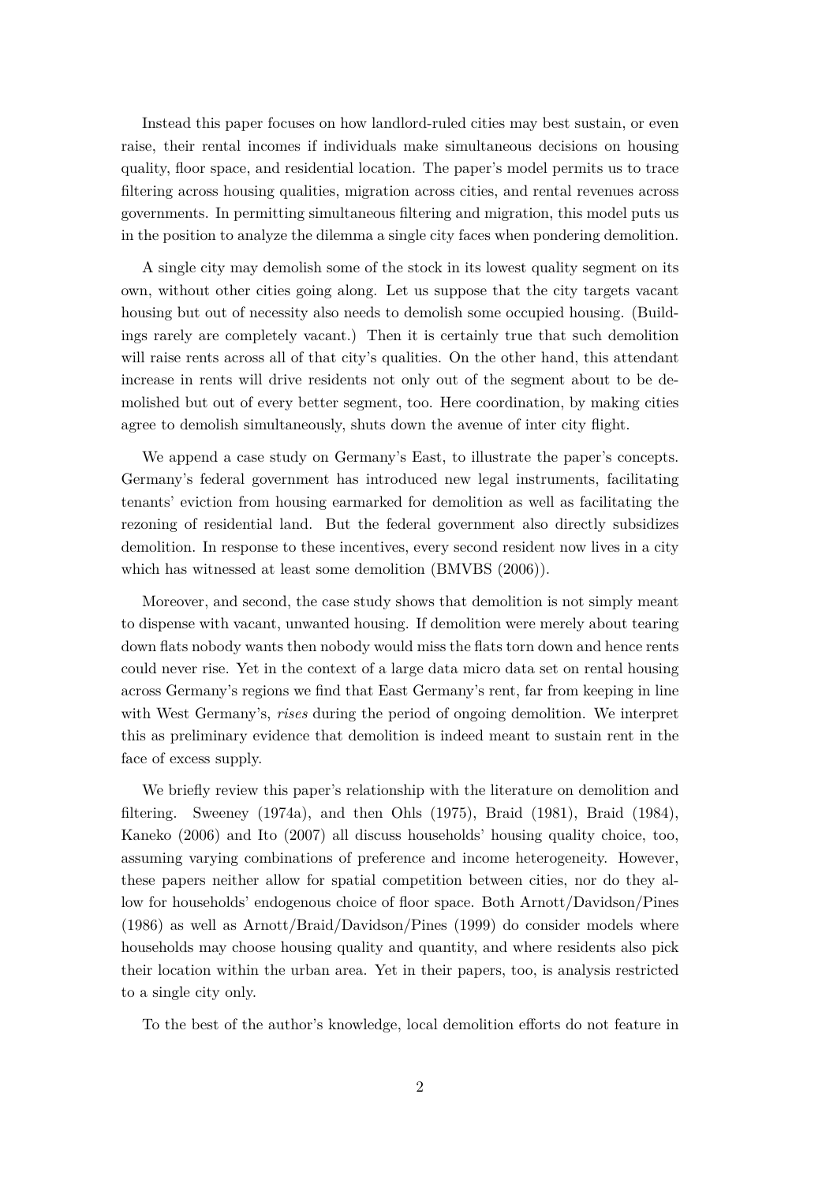Instead this paper focuses on how landlord-ruled cities may best sustain, or even raise, their rental incomes if individuals make simultaneous decisions on housing quality, floor space, and residential location. The paper's model permits us to trace filtering across housing qualities, migration across cities, and rental revenues across governments. In permitting simultaneous filtering and migration, this model puts us in the position to analyze the dilemma a single city faces when pondering demolition.

A single city may demolish some of the stock in its lowest quality segment on its own, without other cities going along. Let us suppose that the city targets vacant housing but out of necessity also needs to demolish some occupied housing. (Buildings rarely are completely vacant.) Then it is certainly true that such demolition will raise rents across all of that city's qualities. On the other hand, this attendant increase in rents will drive residents not only out of the segment about to be demolished but out of every better segment, too. Here coordination, by making cities agree to demolish simultaneously, shuts down the avenue of inter city flight.

We append a case study on Germany's East, to illustrate the paper's concepts. Germany's federal government has introduced new legal instruments, facilitating tenants' eviction from housing earmarked for demolition as well as facilitating the rezoning of residential land. But the federal government also directly subsidizes demolition. In response to these incentives, every second resident now lives in a city which has witnessed at least some demolition (BMVBS (2006)).

Moreover, and second, the case study shows that demolition is not simply meant to dispense with vacant, unwanted housing. If demolition were merely about tearing down flats nobody wants then nobody would miss the flats torn down and hence rents could never rise. Yet in the context of a large data micro data set on rental housing across Germany's regions we find that East Germany's rent, far from keeping in line with West Germany's, *rises* during the period of ongoing demolition. We interpret this as preliminary evidence that demolition is indeed meant to sustain rent in the face of excess supply.

We briefly review this paper's relationship with the literature on demolition and filtering. Sweeney (1974a), and then Ohls (1975), Braid (1981), Braid (1984), Kaneko (2006) and Ito (2007) all discuss households' housing quality choice, too, assuming varying combinations of preference and income heterogeneity. However, these papers neither allow for spatial competition between cities, nor do they allow for households' endogenous choice of floor space. Both Arnott/Davidson/Pines (1986) as well as Arnott/Braid/Davidson/Pines (1999) do consider models where households may choose housing quality and quantity, and where residents also pick their location within the urban area. Yet in their papers, too, is analysis restricted to a single city only.

To the best of the author's knowledge, local demolition efforts do not feature in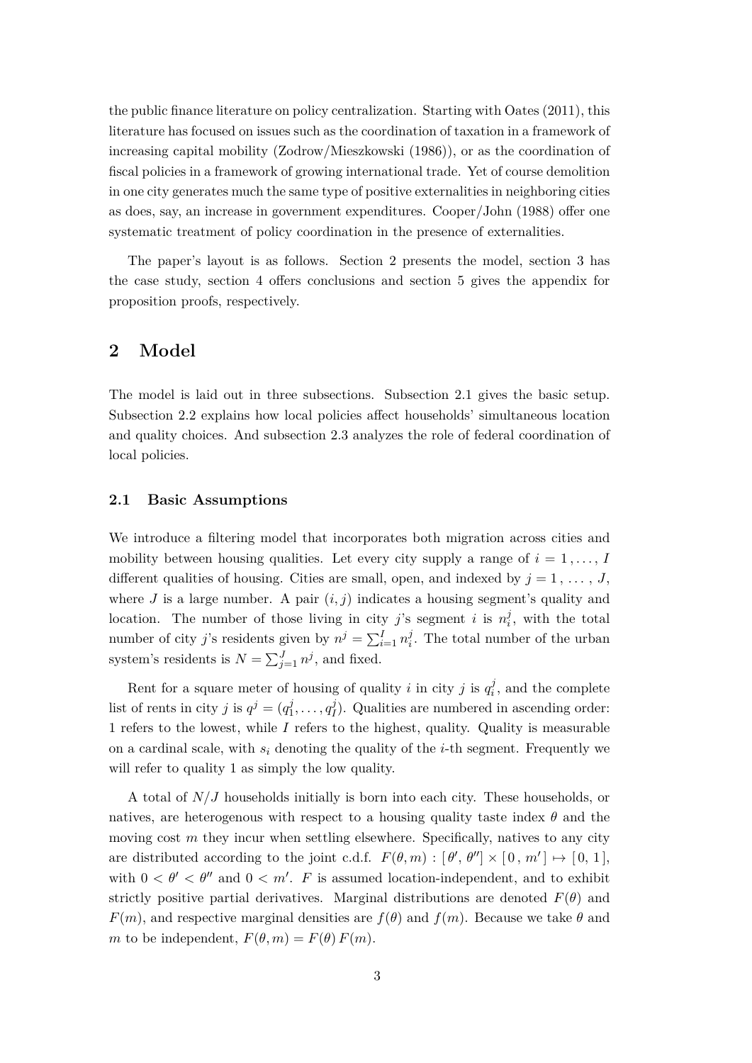the public finance literature on policy centralization. Starting with Oates (2011), this literature has focused on issues such as the coordination of taxation in a framework of increasing capital mobility (Zodrow/Mieszkowski (1986)), or as the coordination of fiscal policies in a framework of growing international trade. Yet of course demolition in one city generates much the same type of positive externalities in neighboring cities as does, say, an increase in government expenditures. Cooper/John (1988) offer one systematic treatment of policy coordination in the presence of externalities.

The paper's layout is as follows. Section 2 presents the model, section 3 has the case study, section 4 offers conclusions and section 5 gives the appendix for proposition proofs, respectively.

## 2 Model

The model is laid out in three subsections. Subsection 2.1 gives the basic setup. Subsection 2.2 explains how local policies affect households' simultaneous location and quality choices. And subsection 2.3 analyzes the role of federal coordination of local policies.

### 2.1 Basic Assumptions

We introduce a filtering model that incorporates both migration across cities and mobility between housing qualities. Let every city supply a range of $i = 1, \ldots, I$ different qualities of housing. Cities are small, open, and indexed by $j = 1, \ldots, J$, where $J$ is a large number. A pair $(i, j)$ indicates a housing segment's quality and location. The number of those living in city $j$'s segment $i$ is $n_i^j$, with the total number of city $j$'s residents given by $n^j = \sum_{i=1}^{I} n_i^j$. The total number of the urban system's residents is $N = \sum_{j=1}^{J} n^j$, and fixed.

Rent for a square meter of housing of quality $i$ in city $j$ is $q_i^j$, and the complete list of rents in city $j$ is $q^j = (q_1^j, \ldots, q_I^j)$. Qualities are numbered in ascending order: 1 refers to the lowest, while $I$ refers to the highest, quality. Quality is measurable on a cardinal scale, with $s_i$ denoting the quality of the $i$-th segment. Frequently we will refer to quality 1 as simply the low quality.

A total of $N/J$ households initially is born into each city. These households, or natives, are heterogenous with respect to a housing quality taste index $\theta$ and the moving cost $m$ they incur when settling elsewhere. Specifically, natives to any city are distributed according to the joint c.d.f. $F(\theta, m) : [\theta', \theta''] \times [0, m'] \mapsto [0, 1]$, with $0 < \theta' < \theta''$ and $0 < m'$. $F$ is assumed location-independent, and to exhibit strictly positive partial derivatives. Marginal distributions are denoted $F(\theta)$ and $F(m)$, and respective marginal densities are $f(\theta)$ and $f(m)$. Because we take $\theta$ and $m$ to be independent, $F(\theta, m) = F(\theta) F(m)$.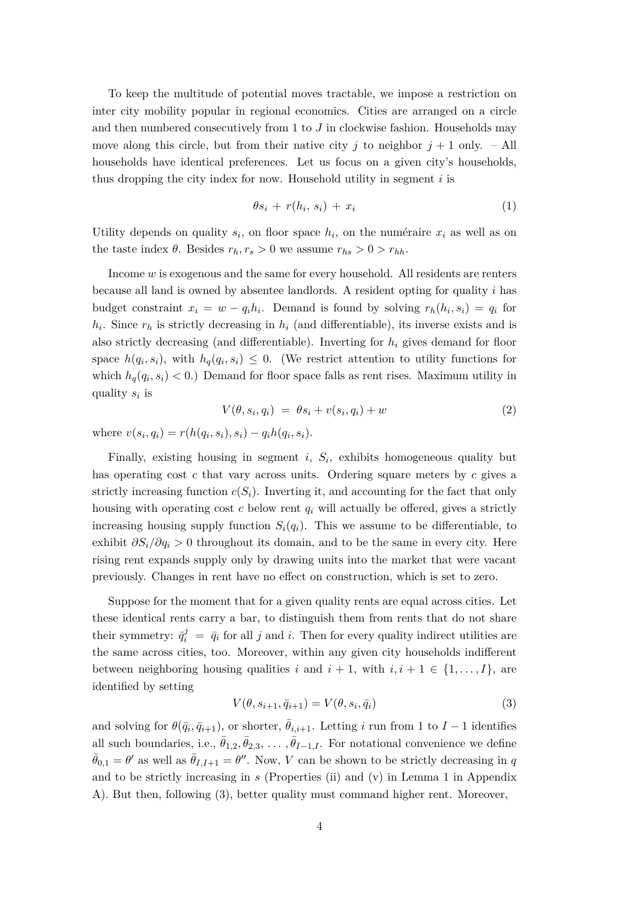To keep the multitude of potential moves tractable, we impose a restriction on inter city mobility popular in regional economics. Cities are arranged on a circle and then numbered consecutively from 1 to $J$ in clockwise fashion. Households may move along this circle, but from their native city $j$ to neighbor $j+1$ only. – All households have identical preferences. Let us focus on a given city's households, thus dropping the city index for now. Household utility in segment $i$ is

$$\theta s_i \, + \, r(h_i, \, s_i) \, + \, x_i \tag{1}$$

Utility depends on quality $s_i$, on floor space $h_i$, on the numéraire $x_i$ as well as on the taste index $\theta$. Besides $r_h, r_s > 0$ we assume $r_{hs} > 0 > r_{hh}$.

Income $w$ is exogenous and the same for every household. All residents are renters because all land is owned by absentee landlords. A resident opting for quality $i$ has budget constraint $x_i = w - q_i h_i$. Demand is found by solving $r_h(h_i, s_i) = q_i$ for $h_i$. Since $r_h$ is strictly decreasing in $h_i$ (and differentiable), its inverse exists and is also strictly decreasing (and differentiable). Inverting for $h_i$ gives demand for floor space $h(q_i, s_i)$, with $h_q(q_i, s_i) \leq 0$. (We restrict attention to utility functions for which $h_q(q_i, s_i) < 0$.) Demand for floor space falls as rent rises. Maximum utility in quality $s_i$ is

$$V(\theta, s_i, q_i) \; = \; \theta s_i + v(s_i, q_i) + w \tag{2}$$

where $v(s_i, q_i) = r(h(q_i, s_i), s_i) - q_i h(q_i, s_i)$.

Finally, existing housing in segment $i$, $S_i$, exhibits homogeneous quality but has operating cost $c$ that vary across units. Ordering square meters by $c$ gives a strictly increasing function $c(S_i)$. Inverting it, and accounting for the fact that only housing with operating cost $c$ below rent $q_i$ will actually be offered, gives a strictly increasing housing supply function $S_i(q_i)$. This we assume to be differentiable, to exhibit $\partial S_i / \partial q_i > 0$ throughout its domain, and to be the same in every city. Here rising rent expands supply only by drawing units into the market that were vacant previously. Changes in rent have no effect on construction, which is set to zero.

Suppose for the moment that for a given quality rents are equal across cities. Let these identical rents carry a bar, to distinguish them from rents that do not share their symmetry: $\bar{q}_i^j \; = \; \bar{q}_i$ for all $j$ and $i$. Then for every quality indirect utilities are the same across cities, too. Moreover, within any given city households indifferent between neighboring housing qualities $i$ and $i+1$, with $i, i+1 \in \{1, \ldots, I\}$, are identified by setting

$$V(\theta, s_{i+1}, \bar{q}_{i+1}) = V(\theta, s_i, \bar{q}_i) \tag{3}$$

and solving for $\theta(\bar{q}_i, \bar{q}_{i+1})$, or shorter, $\bar{\theta}_{i,i+1}$. Letting $i$ run from 1 to $I-1$ identifies all such boundaries, i.e., $\bar{\theta}_{1,2}, \bar{\theta}_{2,3}, \ldots, \bar{\theta}_{I-1,I}$. For notational convenience we define $\bar{\theta}_{0,1} = \theta'$ as well as $\bar{\theta}_{I,I+1} = \theta''$. Now, $V$ can be shown to be strictly decreasing in $q$ and to be strictly increasing in $s$ (Properties (ii) and (v) in Lemma 1 in Appendix A). But then, following (3), better quality must command higher rent. Moreover,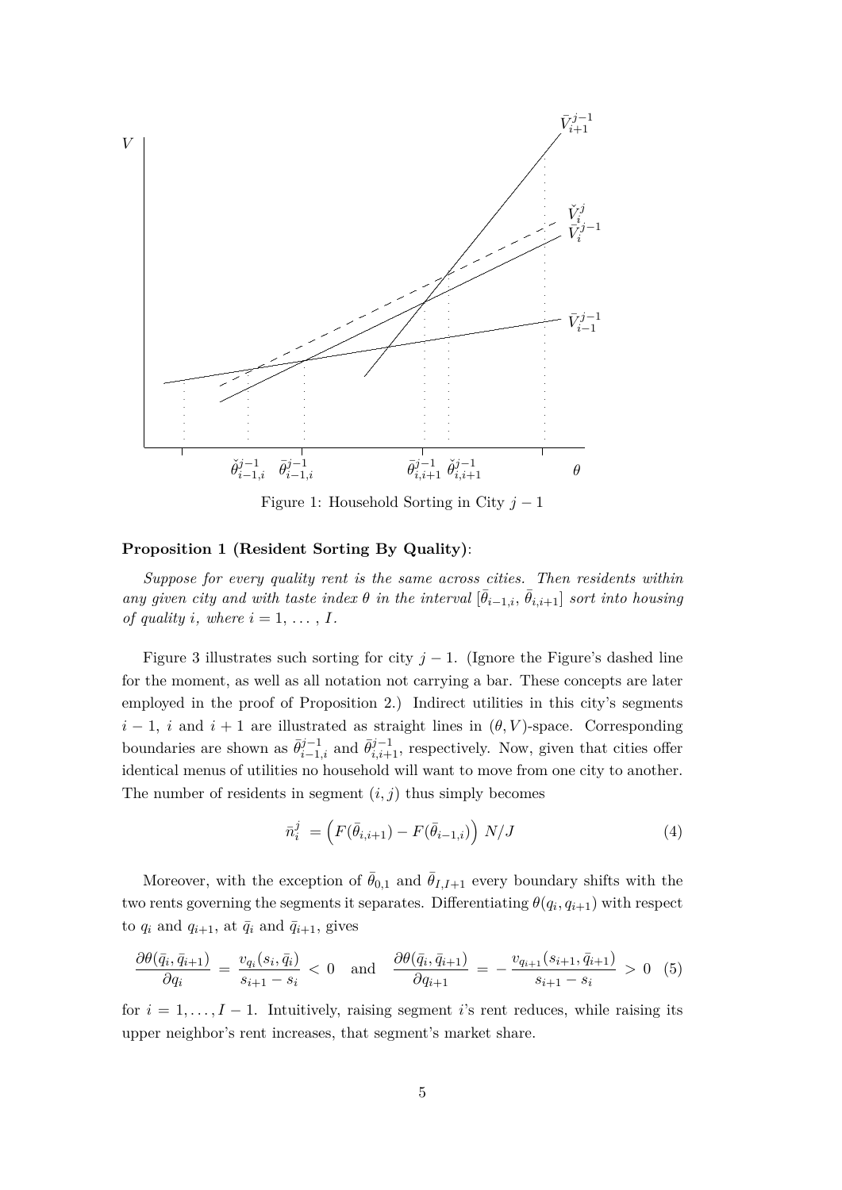Figure 1: Household Sorting in City $j-1$

**Proposition 1 (Resident Sorting By Quality)**:

*Suppose for every quality rent is the same across cities. Then residents within any given city and with taste index $\theta$ in the interval $[\bar{\theta}_{i-1,i},\, \bar{\theta}_{i,i+1}]$ sort into housing of quality $i$, where $i = 1, \ldots, I$.*

Figure 3 illustrates such sorting for city $j-1$. (Ignore the Figure's dashed line for the moment, as well as all notation not carrying a bar. These concepts are later employed in the proof of Proposition 2.) Indirect utilities in this city's segments $i-1$, $i$ and $i+1$ are illustrated as straight lines in $(\theta, V)$-space. Corresponding boundaries are shown as $\bar{\theta}^{j-1}_{i-1,i}$ and $\bar{\theta}^{j-1}_{i,i+1}$, respectively. Now, given that cities offer identical menus of utilities no household will want to move from one city to another. The number of residents in segment $(i,j)$ thus simply becomes

$$\bar{n}^j_i \;=\Big(F(\bar{\theta}_{i,i+1}) - F(\bar{\theta}_{i-1,i})\Big)\; N/J \tag{4}$$

Moreover, with the exception of $\bar{\theta}_{0,1}$ and $\bar{\theta}_{I,I+1}$ every boundary shifts with the two rents governing the segments it separates. Differentiating $\theta(q_i, q_{i+1})$ with respect to $q_i$ and $q_{i+1}$, at $\bar{q}_i$ and $\bar{q}_{i+1}$, gives

$$\frac{\partial \theta(\bar{q}_i, \bar{q}_{i+1})}{\partial q_i} \;=\; \frac{v_{q_i}(s_i, \bar{q}_i)}{s_{i+1} - s_i} \;<\; 0 \quad \text{and} \quad \frac{\partial \theta(\bar{q}_i, \bar{q}_{i+1})}{\partial q_{i+1}} \;=\; -\,\frac{v_{q_{i+1}}(s_{i+1}, \bar{q}_{i+1})}{s_{i+1} - s_i} \;>\; 0 \tag{5}$$

for $i = 1, \ldots, I-1$. Intuitively, raising segment $i$'s rent reduces, while raising its upper neighbor's rent increases, that segment's market share.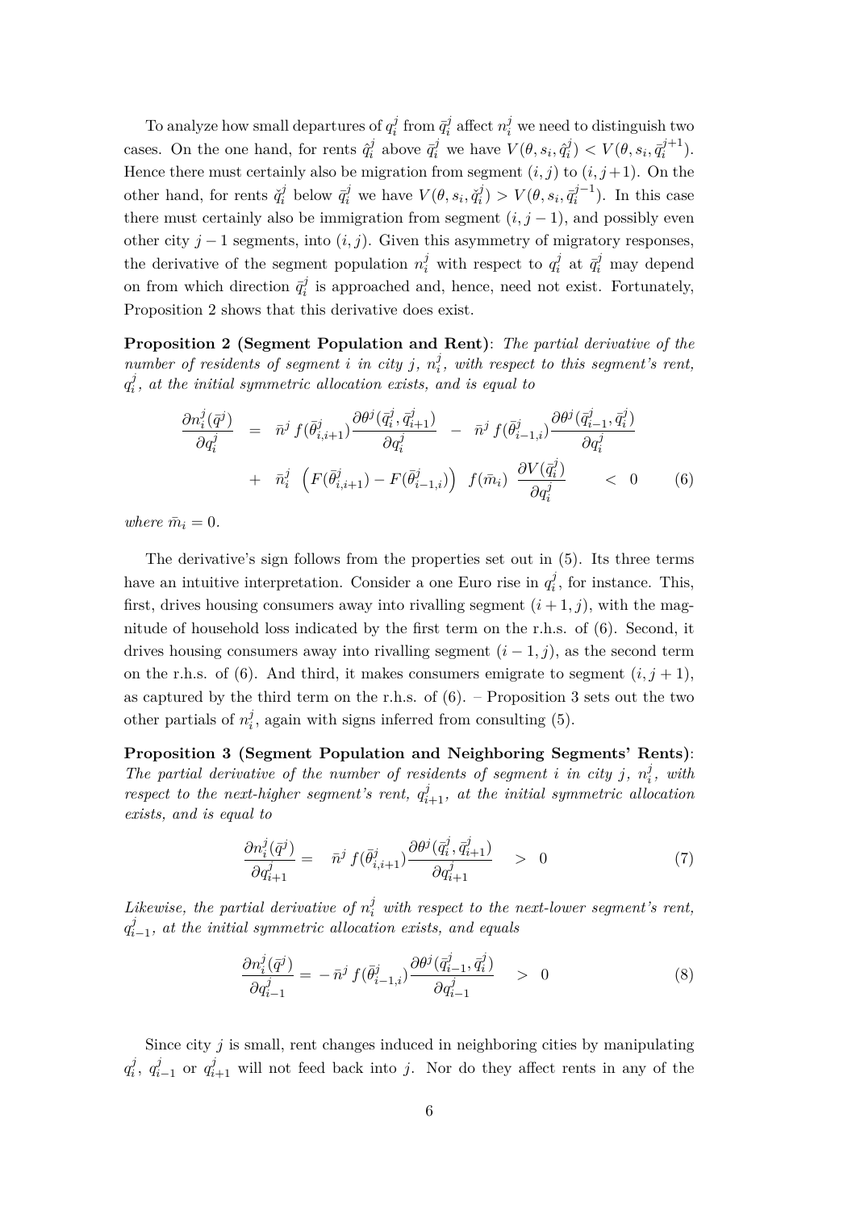To analyze how small departures of $q_i^j$ from $\bar{q}_i^j$ affect $n_i^j$ we need to distinguish two cases. On the one hand, for rents $\hat{q}_i^j$ above $\bar{q}_i^j$ we have $V(\theta, s_i, \hat{q}_i^j) < V(\theta, s_i, \bar{q}_i^{j+1})$. Hence there must certainly also be migration from segment $(i, j)$ to $(i, j+1)$. On the other hand, for rents $\check{q}_i^j$ below $\bar{q}_i^j$ we have $V(\theta, s_i, \check{q}_i^j) > V(\theta, s_i, \bar{q}_i^{j-1})$. In this case there must certainly also be immigration from segment $(i, j-1)$, and possibly even other city $j-1$ segments, into $(i, j)$. Given this asymmetry of migratory responses, the derivative of the segment population $n_i^j$ with respect to $q_i^j$ at $\bar{q}_i^j$ may depend on from which direction $\bar{q}_i^j$ is approached and, hence, need not exist. Fortunately, Proposition 2 shows that this derivative does exist.

**Proposition 2 (Segment Population and Rent)**: *The partial derivative of the number of residents of segment $i$ in city $j$, $n_i^j$, with respect to this segment's rent, $q_i^j$, at the initial symmetric allocation exists, and is equal to*

$$
\begin{aligned}
\frac{\partial n_i^j(\bar{q}^j)}{\partial q_i^j} \;&=\; \bar{n}^j\, f(\bar{\theta}_{i,i+1}^j)\frac{\partial \theta^j(\bar{q}_i^j, \bar{q}_{i+1}^j)}{\partial q_i^j} \;-\; \bar{n}^j\, f(\bar{\theta}_{i-1,i}^j)\frac{\partial \theta^j(\bar{q}_{i-1}^j, \bar{q}_i^j)}{\partial q_i^j} \\
&\quad +\; \bar{n}_i^j\,\left(F(\bar{\theta}_{i,i+1}^j) - F(\bar{\theta}_{i-1,i}^j)\right)\; f(\bar{m}_i)\;\frac{\partial V(\bar{q}_i^j)}{\partial q_i^j} \qquad < \;0 \qquad (6)
\end{aligned}
$$

*where $\bar{m}_i = 0$.*

The derivative's sign follows from the properties set out in (5). Its three terms have an intuitive interpretation. Consider a one Euro rise in $q_i^j$, for instance. This, first, drives housing consumers away into rivalling segment $(i+1, j)$, with the magnitude of household loss indicated by the first term on the r.h.s. of (6). Second, it drives housing consumers away into rivalling segment $(i-1, j)$, as the second term on the r.h.s. of (6). And third, it makes consumers emigrate to segment $(i, j+1)$, as captured by the third term on the r.h.s. of (6). – Proposition 3 sets out the two other partials of $n_i^j$, again with signs inferred from consulting (5).

**Proposition 3 (Segment Population and Neighboring Segments' Rents)**: *The partial derivative of the number of residents of segment $i$ in city $j$, $n_i^j$, with respect to the next-higher segment's rent, $q_{i+1}^j$, at the initial symmetric allocation exists, and is equal to*

$$
\frac{\partial n_i^j(\bar{q}^j)}{\partial q_{i+1}^j} = \quad \bar{n}^j\, f(\bar{\theta}_{i,i+1}^j)\frac{\partial \theta^j(\bar{q}_i^j, \bar{q}_{i+1}^j)}{\partial q_{i+1}^j} \quad > \;0 \qquad (7)
$$

*Likewise, the partial derivative of $n_i^j$ with respect to the next-lower segment's rent, $q_{i-1}^j$, at the initial symmetric allocation exists, and equals*

$$
\frac{\partial n_i^j(\bar{q}^j)}{\partial q_{i-1}^j} = -\,\bar{n}^j\, f(\bar{\theta}_{i-1,i}^j)\frac{\partial \theta^j(\bar{q}_{i-1}^j, \bar{q}_i^j)}{\partial q_{i-1}^j} \quad > \;0 \qquad (8)
$$

Since city $j$ is small, rent changes induced in neighboring cities by manipulating $q_i^j$, $q_{i-1}^j$ or $q_{i+1}^j$ will not feed back into $j$. Nor do they affect rents in any of the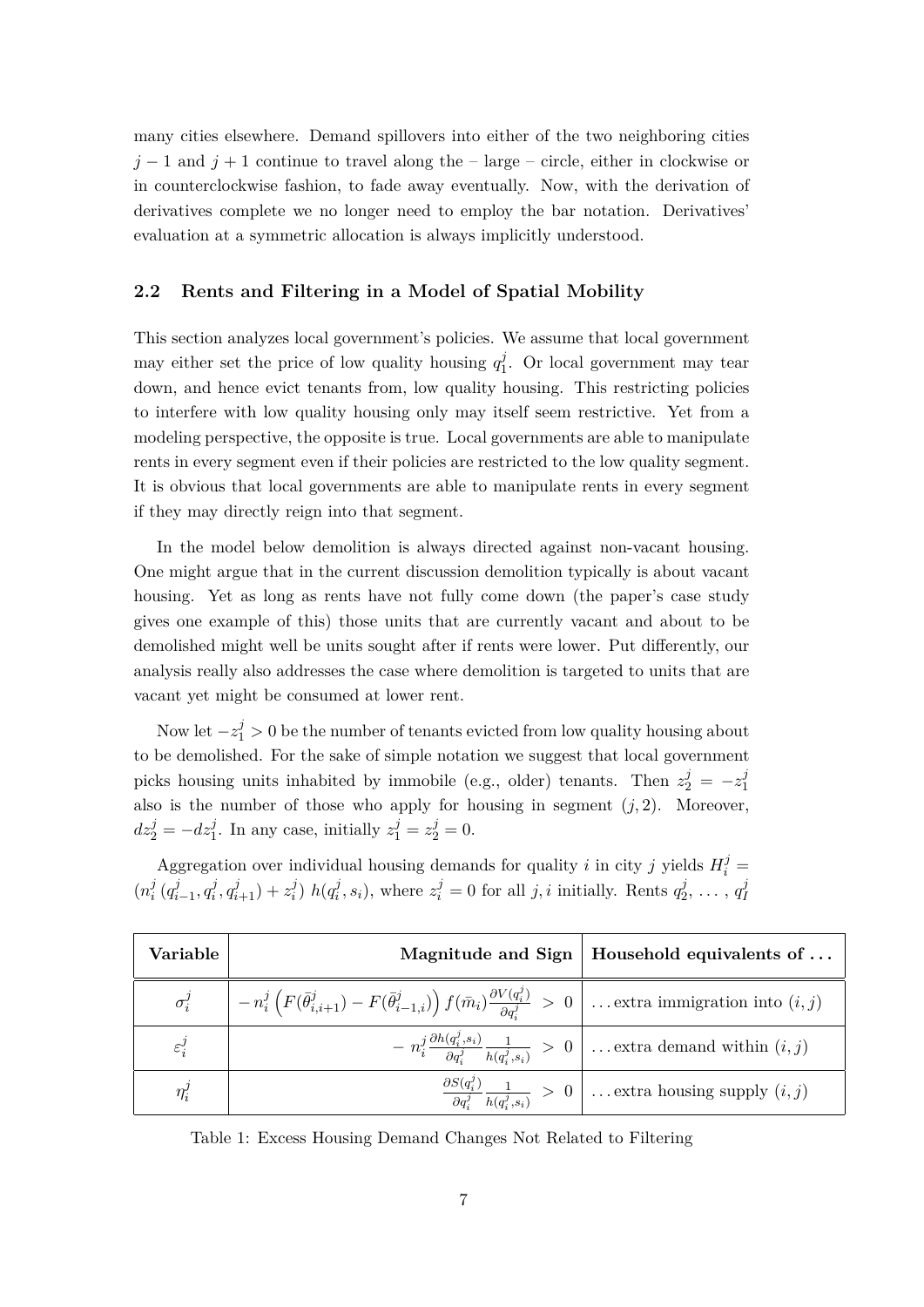many cities elsewhere. Demand spillovers into either of the two neighboring cities $j-1$ and $j+1$ continue to travel along the – large – circle, either in clockwise or in counterclockwise fashion, to fade away eventually. Now, with the derivation of derivatives complete we no longer need to employ the bar notation. Derivatives' evaluation at a symmetric allocation is always implicitly understood.

### 2.2 Rents and Filtering in a Model of Spatial Mobility

This section analyzes local government's policies. We assume that local government may either set the price of low quality housing $q_1^j$. Or local government may tear down, and hence evict tenants from, low quality housing. This restricting policies to interfere with low quality housing only may itself seem restrictive. Yet from a modeling perspective, the opposite is true. Local governments are able to manipulate rents in every segment even if their policies are restricted to the low quality segment. It is obvious that local governments are able to manipulate rents in every segment if they may directly reign into that segment.

In the model below demolition is always directed against non-vacant housing. One might argue that in the current discussion demolition typically is about vacant housing. Yet as long as rents have not fully come down (the paper's case study gives one example of this) those units that are currently vacant and about to be demolished might well be units sought after if rents were lower. Put differently, our analysis really also addresses the case where demolition is targeted to units that are vacant yet might be consumed at lower rent.

Now let $-z_1^j > 0$ be the number of tenants evicted from low quality housing about to be demolished. For the sake of simple notation we suggest that local government picks housing units inhabited by immobile (e.g., older) tenants. Then $z_2^j = -z_1^j$ also is the number of those who apply for housing in segment $(j, 2)$. Moreover, $dz_2^j = -dz_1^j$. In any case, initially $z_1^j = z_2^j = 0$.

Aggregation over individual housing demands for quality $i$ in city $j$ yields $H_i^j = (n_i^j\,(q_{i-1}^j, q_i^j, q_{i+1}^j) + z_i^j)\; h(q_i^j, s_i)$, where $z_i^j = 0$ for all $j, i$ initially. Rents $q_2^j, \ldots, q_I^j$

| Variable | Magnitude and Sign | Household equivalents of ... |
|---|---|---|
| $\sigma_i^j$ | $-n_i^j\left(F(\bar{\theta}_{i,i+1}^j) - F(\bar{\theta}_{i-1,i}^j)\right) f(\bar{m}_i)\frac{\partial V(q_i^j)}{\partial q_i^j} \;>\; 0$ | ... extra immigration into $(i, j)$ |
| $\varepsilon_i^j$ | $-\,n_i^j\frac{\partial h(q_i^j, s_i)}{\partial q_i^j}\frac{1}{h(q_i^j, s_i)} \;>\; 0$ | ... extra demand within $(i, j)$ |
| $\eta_i^j$ | $\frac{\partial S(q_i^j)}{\partial q_i^j}\frac{1}{h(q_i^j, s_i)} \;>\; 0$ | ... extra housing supply $(i, j)$ |

Table 1: Excess Housing Demand Changes Not Related to Filtering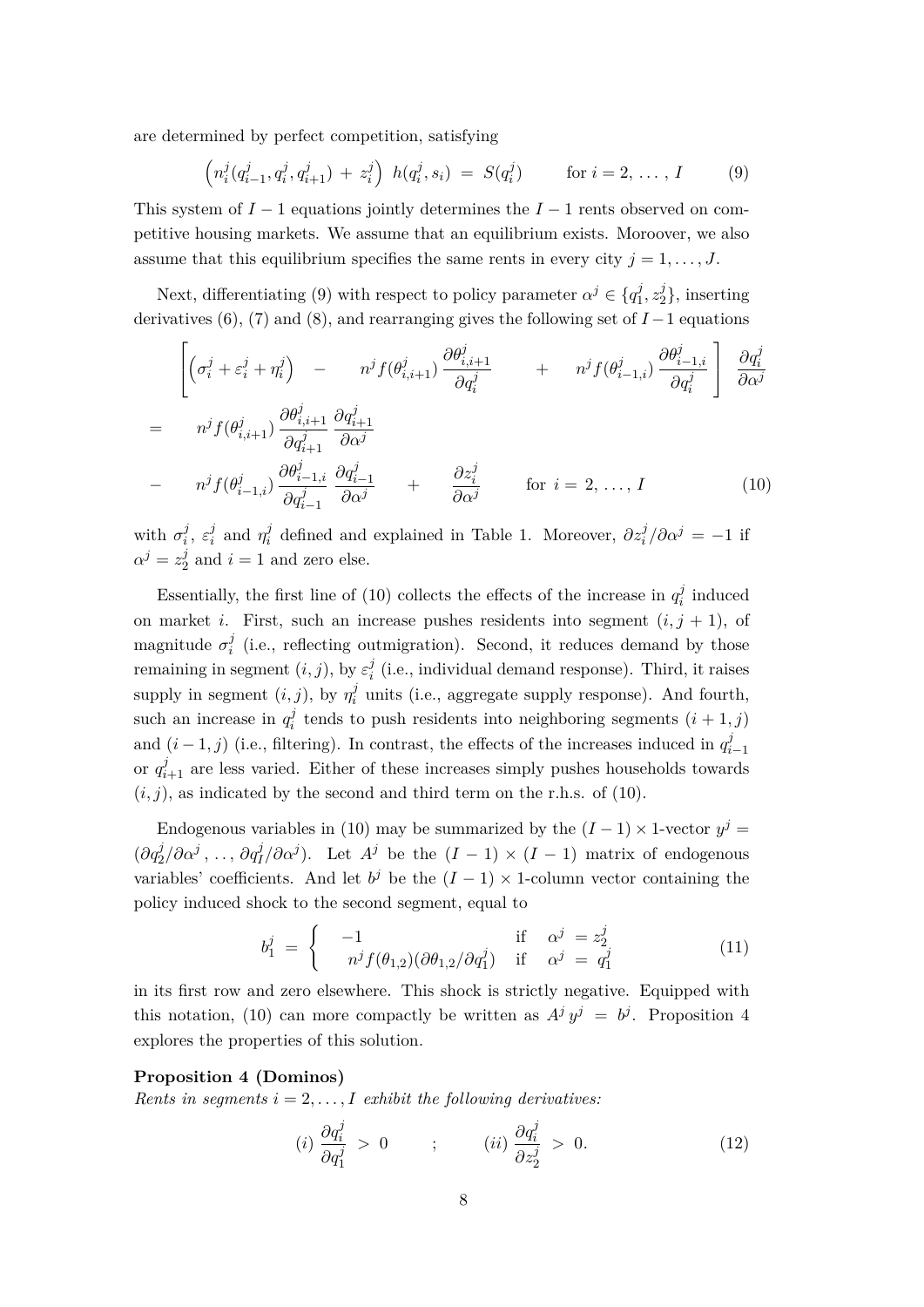are determined by perfect competition, satisfying

$$\left(n_i^j(q_{i-1}^j, q_i^j, q_{i+1}^j) \;+\; z_i^j\right)\; h(q_i^j, s_i) \;=\; S(q_i^j) \qquad \text{for } i = 2, \,\ldots\,, I \tag{9}$$

This system of $I-1$ equations jointly determines the $I-1$ rents observed on competitive housing markets. We assume that an equilibrium exists. Moroover, we also assume that this equilibrium specifies the same rents in every city $j = 1, \ldots, J$.

Next, differentiating (9) with respect to policy parameter $\alpha^j \in \{q_1^j, z_2^j\}$, inserting derivatives (6), (7) and (8), and rearranging gives the following set of $I-1$ equations

$$\begin{aligned}
&\left[\left(\sigma_i^j + \varepsilon_i^j + \eta_i^j\right) \quad - \quad n^j f(\theta_{i,i+1}^j)\,\frac{\partial \theta_{i,i+1}^j}{\partial q_i^j} \qquad + \quad n^j f(\theta_{i-1,i}^j)\,\frac{\partial \theta_{i-1,i}^j}{\partial q_i^j}\right]\;\frac{\partial q_i^j}{\partial \alpha^j} \\
= \quad & n^j f(\theta_{i,i+1}^j)\,\frac{\partial \theta_{i,i+1}^j}{\partial q_{i+1}^j}\,\frac{\partial q_{i+1}^j}{\partial \alpha^j} \\
- \quad & n^j f(\theta_{i-1,i}^j)\,\frac{\partial \theta_{i-1,i}^j}{\partial q_{i-1}^j}\,\frac{\partial q_{i-1}^j}{\partial \alpha^j} \quad + \quad \frac{\partial z_i^j}{\partial \alpha^j} \qquad \text{for } i \,=\, 2, \,\ldots\,, I
\end{aligned} \tag{10}$$

with $\sigma_i^j$, $\varepsilon_i^j$ and $\eta_i^j$ defined and explained in Table 1. Moreover, $\partial z_i^j / \partial \alpha^j = -1$ if $\alpha^j = z_2^j$ and $i = 1$ and zero else.

Essentially, the first line of (10) collects the effects of the increase in $q_i^j$ induced on market $i$. First, such an increase pushes residents into segment $(i, j+1)$, of magnitude $\sigma_i^j$ (i.e., reflecting outmigration). Second, it reduces demand by those remaining in segment $(i, j)$, by $\varepsilon_i^j$ (i.e., individual demand response). Third, it raises supply in segment $(i, j)$, by $\eta_i^j$ units (i.e., aggregate supply response). And fourth, such an increase in $q_i^j$ tends to push residents into neighboring segments $(i+1, j)$ and $(i-1, j)$ (i.e., filtering). In contrast, the effects of the increases induced in $q_{i-1}^j$ or $q_{i+1}^j$ are less varied. Either of these increases simply pushes households towards $(i, j)$, as indicated by the second and third term on the r.h.s. of (10).

Endogenous variables in (10) may be summarized by the $(I-1) \times 1$-vector $y^j = (\partial q_2^j / \partial \alpha^j \,, \ldots, \partial q_I^j / \partial \alpha^j)$. Let $A^j$ be the $(I-1) \times (I-1)$ matrix of endogenous variables' coefficients. And let $b^j$ be the $(I-1) \times 1$-column vector containing the policy induced shock to the second segment, equal to

$$b_1^j \;=\; \begin{cases} \;\; -1 & \text{if} \quad \alpha^j \;= z_2^j \\ \;\; n^j f(\theta_{1,2})(\partial \theta_{1,2} / \partial q_1^j) & \text{if} \quad \alpha^j \;=\; q_1^j \end{cases} \tag{11}$$

in its first row and zero elsewhere. This shock is strictly negative. Equipped with this notation, (10) can more compactly be written as $A^j\, y^j \;=\; b^j$. Proposition 4 explores the properties of this solution.

**Proposition 4 (Dominos)**
*Rents in segments $i = 2, \ldots, I$ exhibit the following derivatives:*

$$(i)\;\frac{\partial q_i^j}{\partial q_1^j} \;>\; 0 \qquad ; \qquad (ii)\;\frac{\partial q_i^j}{\partial z_2^j} \;>\; 0. \tag{12}$$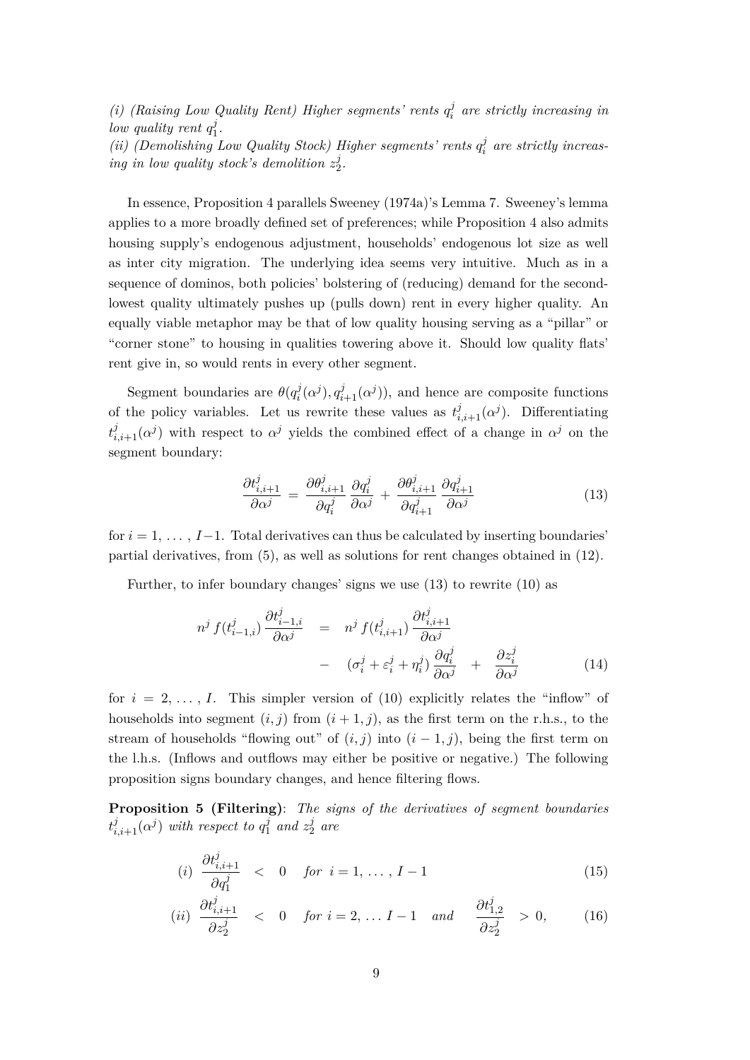*(i) (Raising Low Quality Rent) Higher segments' rents $q_i^j$ are strictly increasing in low quality rent $q_1^j$.*

*(ii) (Demolishing Low Quality Stock) Higher segments' rents $q_i^j$ are strictly increasing in low quality stock's demolition $z_2^j$.*

In essence, Proposition 4 parallels Sweeney (1974a)'s Lemma 7. Sweeney's lemma applies to a more broadly defined set of preferences; while Proposition 4 also admits housing supply's endogenous adjustment, households' endogenous lot size as well as inter city migration. The underlying idea seems very intuitive. Much as in a sequence of dominos, both policies' bolstering of (reducing) demand for the second-lowest quality ultimately pushes up (pulls down) rent in every higher quality. An equally viable metaphor may be that of low quality housing serving as a "pillar" or "corner stone" to housing in qualities towering above it. Should low quality flats' rent give in, so would rents in every other segment.

Segment boundaries are $\theta(q_i^j(\alpha^j), q_{i+1}^j(\alpha^j))$, and hence are composite functions of the policy variables. Let us rewrite these values as $t_{i,i+1}^j(\alpha^j)$. Differentiating $t_{i,i+1}^j(\alpha^j)$ with respect to $\alpha^j$ yields the combined effect of a change in $\alpha^j$ on the segment boundary:

$$\frac{\partial t_{i,i+1}^j}{\partial \alpha^j} = \frac{\partial \theta_{i,i+1}^j}{\partial q_i^j} \frac{\partial q_i^j}{\partial \alpha^j} + \frac{\partial \theta_{i,i+1}^j}{\partial q_{i+1}^j} \frac{\partial q_{i+1}^j}{\partial \alpha^j} \tag{13}$$

for $i = 1, \ldots, I-1$. Total derivatives can thus be calculated by inserting boundaries' partial derivatives, from (5), as well as solutions for rent changes obtained in (12).

Further, to infer boundary changes' signs we use (13) to rewrite (10) as

$$\begin{aligned} n^j f(t_{i-1,i}^j) \frac{\partial t_{i-1,i}^j}{\partial \alpha^j} &= n^j f(t_{i,i+1}^j) \frac{\partial t_{i,i+1}^j}{\partial \alpha^j} \\ &\quad - (\sigma_i^j + \varepsilon_i^j + \eta_i^j) \frac{\partial q_i^j}{\partial \alpha^j} + \frac{\partial z_i^j}{\partial \alpha^j} \end{aligned} \tag{14}$$

for $i = 2, \ldots, I$. This simpler version of (10) explicitly relates the "inflow" of households into segment $(i, j)$ from $(i+1, j)$, as the first term on the r.h.s., to the stream of households "flowing out" of $(i, j)$ into $(i-1, j)$, being the first term on the l.h.s. (Inflows and outflows may either be positive or negative.) The following proposition signs boundary changes, and hence filtering flows.

**Proposition 5 (Filtering)**: *The signs of the derivatives of segment boundaries $t_{i,i+1}^j(\alpha^j)$ with respect to $q_1^j$ and $z_2^j$ are*

$$(i) \quad \frac{\partial t_{i,i+1}^j}{\partial q_1^j} < 0 \quad \text{for } i = 1, \ldots, I-1 \tag{15}$$

$$(ii) \quad \frac{\partial t_{i,i+1}^j}{\partial z_2^j} < 0 \quad \text{for } i = 2, \ldots I-1 \quad \text{and} \quad \frac{\partial t_{1,2}^j}{\partial z_2^j} > 0, \tag{16}$$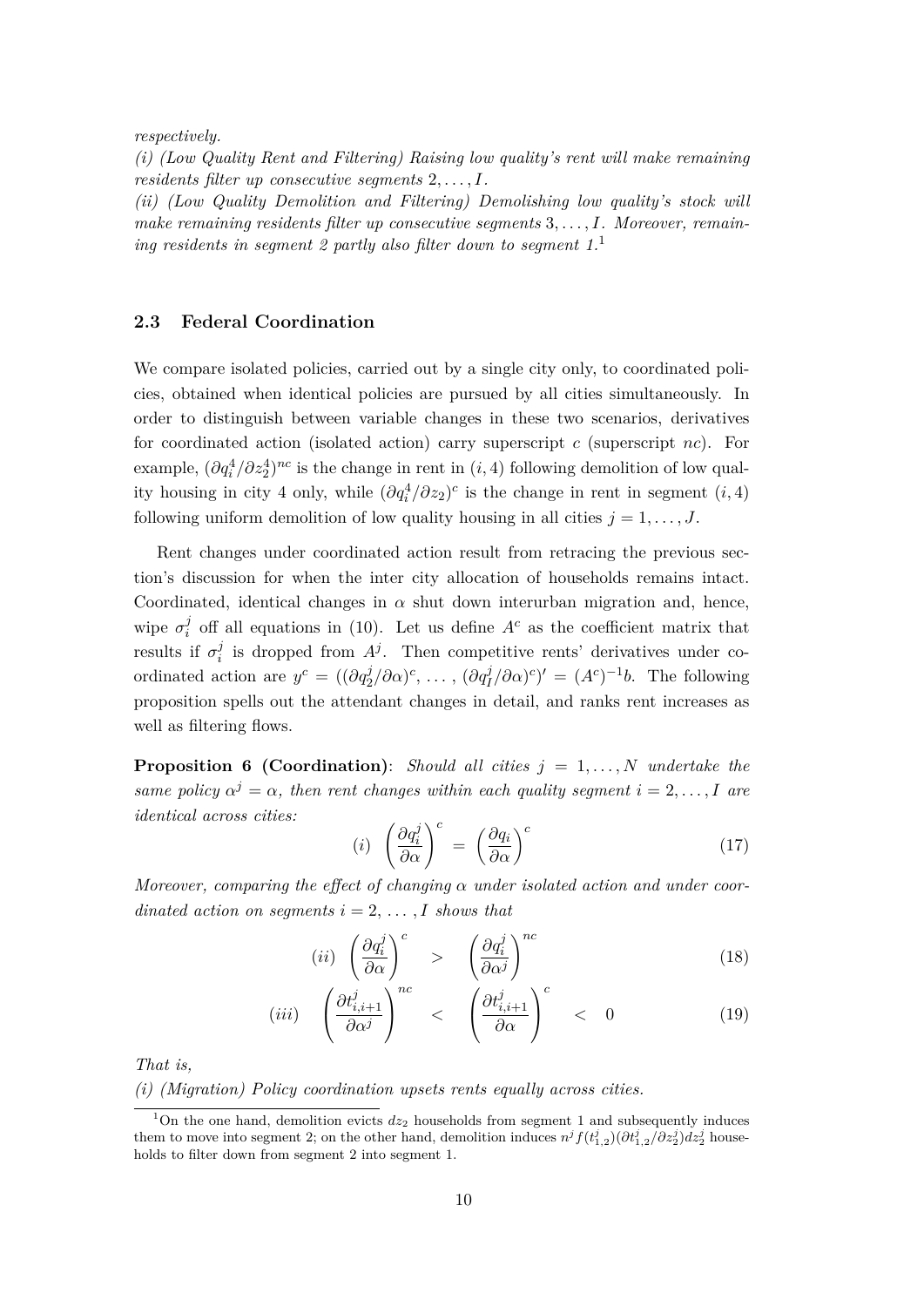*respectively.*

*(i) (Low Quality Rent and Filtering) Raising low quality's rent will make remaining residents filter up consecutive segments* $2, \ldots, I$.

*(ii) (Low Quality Demolition and Filtering) Demolishing low quality's stock will make remaining residents filter up consecutive segments* $3, \ldots, I$. *Moreover, remaining residents in segment 2 partly also filter down to segment 1.*[1]

### 2.3 Federal Coordination

We compare isolated policies, carried out by a single city only, to coordinated policies, obtained when identical policies are pursued by all cities simultaneously. In order to distinguish between variable changes in these two scenarios, derivatives for coordinated action (isolated action) carry superscript $c$ (superscript $nc$). For example, $(\partial q_i^4/\partial z_2^4)^{nc}$ is the change in rent in $(i, 4)$ following demolition of low quality housing in city 4 only, while $(\partial q_i^4/\partial z_2)^c$ is the change in rent in segment $(i, 4)$ following uniform demolition of low quality housing in all cities $j = 1, \ldots, J$.

Rent changes under coordinated action result from retracing the previous section's discussion for when the inter city allocation of households remains intact. Coordinated, identical changes in $\alpha$ shut down interurban migration and, hence, wipe $\sigma_i^j$ off all equations in (10). Let us define $A^c$ as the coefficient matrix that results if $\sigma_i^j$ is dropped from $A^j$. Then competitive rents' derivatives under coordinated action are $y^c = ((\partial q_2^j/\partial \alpha)^c, \ldots, (\partial q_I^j/\partial \alpha)^c)' = (A^c)^{-1}b$. The following proposition spells out the attendant changes in detail, and ranks rent increases as well as filtering flows.

**Proposition 6 (Coordination)**: *Should all cities* $j = 1, \ldots, N$ *undertake the same policy* $\alpha^j = \alpha$, *then rent changes within each quality segment* $i = 2, \ldots, I$ *are identical across cities:*

$$(i) \quad \left(\frac{\partial q_i^j}{\partial \alpha}\right)^c = \left(\frac{\partial q_i}{\partial \alpha}\right)^c \tag{17}$$

*Moreover, comparing the effect of changing* $\alpha$ *under isolated action and under coordinated action on segments* $i = 2, \ldots, I$ *shows that*

$$(ii) \quad \left(\frac{\partial q_i^j}{\partial \alpha}\right)^c > \left(\frac{\partial q_i^j}{\partial \alpha^j}\right)^{nc} \tag{18}$$

$$(iii) \quad \left(\frac{\partial t_{i,i+1}^j}{\partial \alpha^j}\right)^{nc} < \left(\frac{\partial t_{i,i+1}^j}{\partial \alpha}\right)^c < 0 \tag{19}$$

*That is,*

*(i) (Migration) Policy coordination upsets rents equally across cities.*

[1] On the one hand, demolition evicts $dz_2$ households from segment 1 and subsequently induces them to move into segment 2; on the other hand, demolition induces $n^j f(t_{1,2}^j)(\partial t_{1,2}^j/\partial z_2^j)dz_2^j$ households to filter down from segment 2 into segment 1.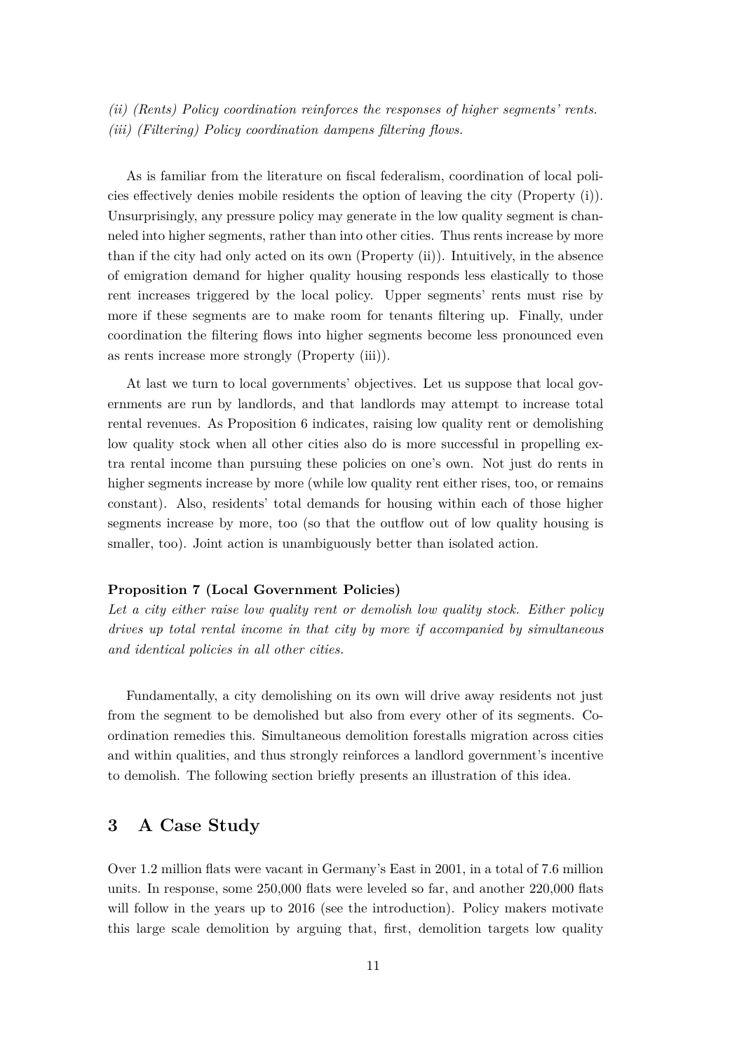*(ii) (Rents) Policy coordination reinforces the responses of higher segments' rents.*
*(iii) (Filtering) Policy coordination dampens filtering flows.*

As is familiar from the literature on fiscal federalism, coordination of local policies effectively denies mobile residents the option of leaving the city (Property (i)). Unsurprisingly, any pressure policy may generate in the low quality segment is channeled into higher segments, rather than into other cities. Thus rents increase by more than if the city had only acted on its own (Property (ii)). Intuitively, in the absence of emigration demand for higher quality housing responds less elastically to those rent increases triggered by the local policy. Upper segments' rents must rise by more if these segments are to make room for tenants filtering up. Finally, under coordination the filtering flows into higher segments become less pronounced even as rents increase more strongly (Property (iii)).

At last we turn to local governments' objectives. Let us suppose that local governments are run by landlords, and that landlords may attempt to increase total rental revenues. As Proposition 6 indicates, raising low quality rent or demolishing low quality stock when all other cities also do is more successful in propelling extra rental income than pursuing these policies on one's own. Not just do rents in higher segments increase by more (while low quality rent either rises, too, or remains constant). Also, residents' total demands for housing within each of those higher segments increase by more, too (so that the outflow out of low quality housing is smaller, too). Joint action is unambiguously better than isolated action.

**Proposition 7 (Local Government Policies)**
*Let a city either raise low quality rent or demolish low quality stock. Either policy drives up total rental income in that city by more if accompanied by simultaneous and identical policies in all other cities.*

Fundamentally, a city demolishing on its own will drive away residents not just from the segment to be demolished but also from every other of its segments. Coordination remedies this. Simultaneous demolition forestalls migration across cities and within qualities, and thus strongly reinforces a landlord government's incentive to demolish. The following section briefly presents an illustration of this idea.

## 3 A Case Study

Over 1.2 million flats were vacant in Germany's East in 2001, in a total of 7.6 million units. In response, some 250,000 flats were leveled so far, and another 220,000 flats will follow in the years up to 2016 (see the introduction). Policy makers motivate this large scale demolition by arguing that, first, demolition targets low quality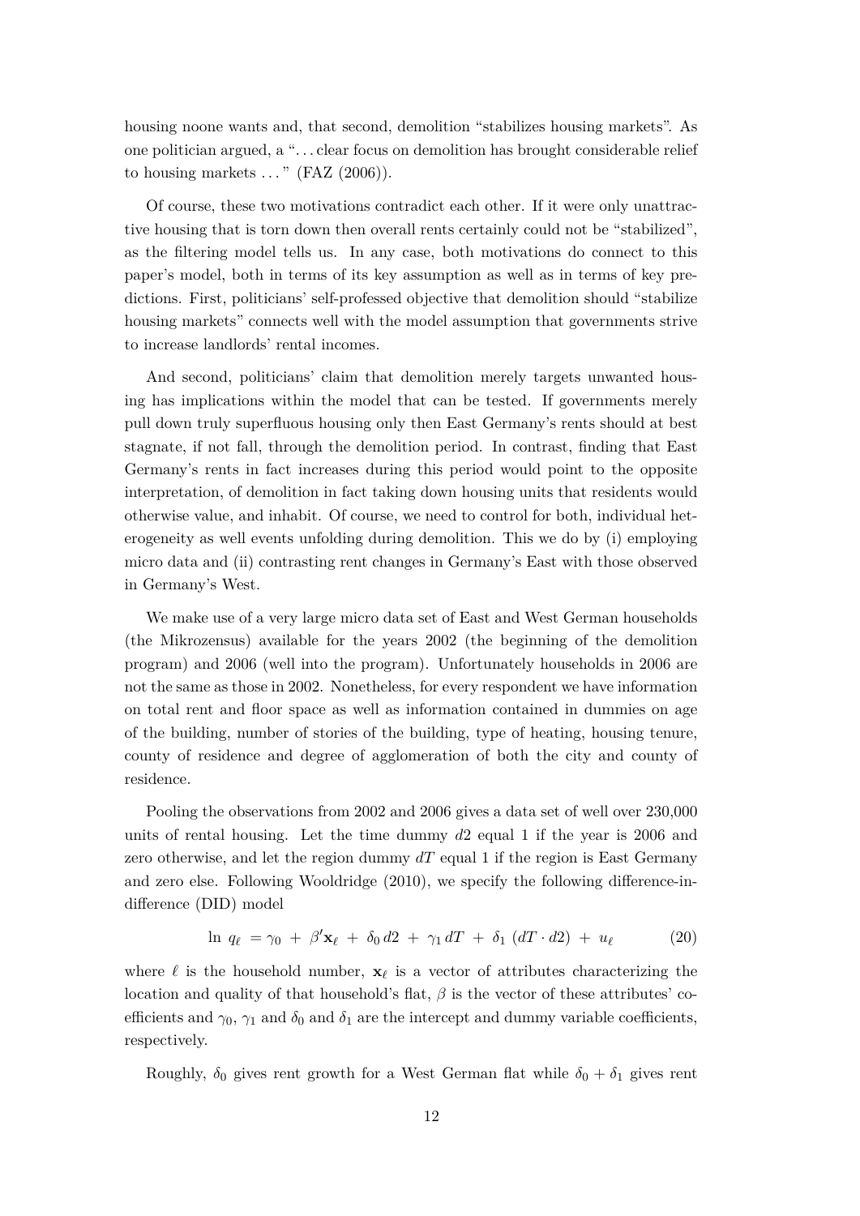housing noone wants and, that second, demolition "stabilizes housing markets". As one politician argued, a "... clear focus on demolition has brought considerable relief to housing markets ... " (FAZ (2006)).

Of course, these two motivations contradict each other. If it were only unattractive housing that is torn down then overall rents certainly could not be "stabilized", as the filtering model tells us. In any case, both motivations do connect to this paper's model, both in terms of its key assumption as well as in terms of key predictions. First, politicians' self-professed objective that demolition should "stabilize housing markets" connects well with the model assumption that governments strive to increase landlords' rental incomes.

And second, politicians' claim that demolition merely targets unwanted housing has implications within the model that can be tested. If governments merely pull down truly superfluous housing only then East Germany's rents should at best stagnate, if not fall, through the demolition period. In contrast, finding that East Germany's rents in fact increases during this period would point to the opposite interpretation, of demolition in fact taking down housing units that residents would otherwise value, and inhabit. Of course, we need to control for both, individual heterogeneity as well events unfolding during demolition. This we do by (i) employing micro data and (ii) contrasting rent changes in Germany's East with those observed in Germany's West.

We make use of a very large micro data set of East and West German households (the Mikrozensus) available for the years 2002 (the beginning of the demolition program) and 2006 (well into the program). Unfortunately households in 2006 are not the same as those in 2002. Nonetheless, for every respondent we have information on total rent and floor space as well as information contained in dummies on age of the building, number of stories of the building, type of heating, housing tenure, county of residence and degree of agglomeration of both the city and county of residence.

Pooling the observations from 2002 and 2006 gives a data set of well over 230,000 units of rental housing. Let the time dummy $d2$ equal 1 if the year is 2006 and zero otherwise, and let the region dummy $dT$ equal 1 if the region is East Germany and zero else. Following Wooldridge (2010), we specify the following difference-in-difference (DID) model

$$\ln\, q_\ell \;= \gamma_0 \;+\; \beta' \mathbf{x}_\ell \;+\; \delta_0\, d2 \;+\; \gamma_1\, dT \;+\; \delta_1\; (dT \cdot d2) \;+\; u_\ell \tag{20}$$

where $\ell$ is the household number, $\mathbf{x}_\ell$ is a vector of attributes characterizing the location and quality of that household's flat, $\beta$ is the vector of these attributes' coefficients and $\gamma_0$, $\gamma_1$ and $\delta_0$ and $\delta_1$ are the intercept and dummy variable coefficients, respectively.

Roughly, $\delta_0$ gives rent growth for a West German flat while $\delta_0 + \delta_1$ gives rent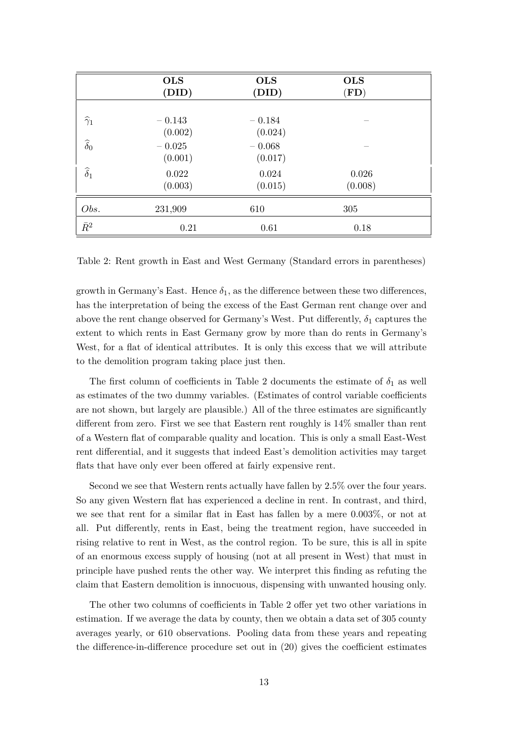| | **OLS (DID)** | **OLS (DID)** | **OLS (FD)** |
|---|---|---|---|
| $\widehat{\gamma}_1$ | $-0.143$ (0.002) | $-0.184$ (0.024) | – |
| $\widehat{\delta}_0$ | $-0.025$ (0.001) | $-0.068$ (0.017) | – |
| $\widehat{\delta}_1$ | 0.022 (0.003) | 0.024 (0.015) | 0.026 (0.008) |
| *Obs.* | 231,909 | 610 | 305 |
| $\bar{R}^2$ | 0.21 | 0.61 | 0.18 |

Table 2: Rent growth in East and West Germany (Standard errors in parentheses)

growth in Germany's East. Hence $\delta_1$, as the difference between these two differences, has the interpretation of being the excess of the East German rent change over and above the rent change observed for Germany's West. Put differently, $\delta_1$ captures the extent to which rents in East Germany grow by more than do rents in Germany's West, for a flat of identical attributes. It is only this excess that we will attribute to the demolition program taking place just then.

The first column of coefficients in Table 2 documents the estimate of $\delta_1$ as well as estimates of the two dummy variables. (Estimates of control variable coefficients are not shown, but largely are plausible.) All of the three estimates are significantly different from zero. First we see that Eastern rent roughly is 14% smaller than rent of a Western flat of comparable quality and location. This is only a small East-West rent differential, and it suggests that indeed East's demolition activities may target flats that have only ever been offered at fairly expensive rent.

Second we see that Western rents actually have fallen by 2.5% over the four years. So any given Western flat has experienced a decline in rent. In contrast, and third, we see that rent for a similar flat in East has fallen by a mere 0.003%, or not at all. Put differently, rents in East, being the treatment region, have succeeded in rising relative to rent in West, as the control region. To be sure, this is all in spite of an enormous excess supply of housing (not at all present in West) that must in principle have pushed rents the other way. We interpret this finding as refuting the claim that Eastern demolition is innocuous, dispensing with unwanted housing only.

The other two columns of coefficients in Table 2 offer yet two other variations in estimation. If we average the data by county, then we obtain a data set of 305 county averages yearly, or 610 observations. Pooling data from these years and repeating the difference-in-difference procedure set out in (20) gives the coefficient estimates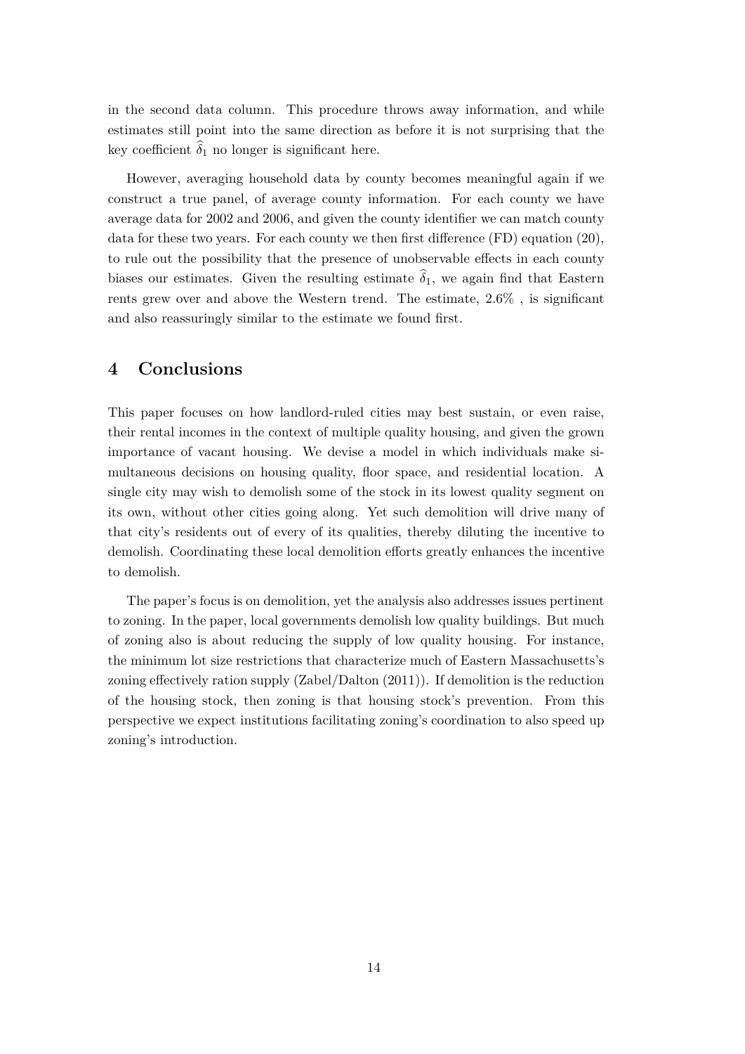in the second data column. This procedure throws away information, and while estimates still point into the same direction as before it is not surprising that the key coefficient $\widehat{\delta}_1$ no longer is significant here.

However, averaging household data by county becomes meaningful again if we construct a true panel, of average county information. For each county we have average data for 2002 and 2006, and given the county identifier we can match county data for these two years. For each county we then first difference (FD) equation (20), to rule out the possibility that the presence of unobservable effects in each county biases our estimates. Given the resulting estimate $\widehat{\delta}_1$, we again find that Eastern rents grew over and above the Western trend. The estimate, 2.6% , is significant and also reassuringly similar to the estimate we found first.

## 4 Conclusions

This paper focuses on how landlord-ruled cities may best sustain, or even raise, their rental incomes in the context of multiple quality housing, and given the grown importance of vacant housing. We devise a model in which individuals make simultaneous decisions on housing quality, floor space, and residential location. A single city may wish to demolish some of the stock in its lowest quality segment on its own, without other cities going along. Yet such demolition will drive many of that city's residents out of every of its qualities, thereby diluting the incentive to demolish. Coordinating these local demolition efforts greatly enhances the incentive to demolish.

The paper's focus is on demolition, yet the analysis also addresses issues pertinent to zoning. In the paper, local governments demolish low quality buildings. But much of zoning also is about reducing the supply of low quality housing. For instance, the minimum lot size restrictions that characterize much of Eastern Massachusetts's zoning effectively ration supply (Zabel/Dalton (2011)). If demolition is the reduction of the housing stock, then zoning is that housing stock's prevention. From this perspective we expect institutions facilitating zoning's coordination to also speed up zoning's introduction.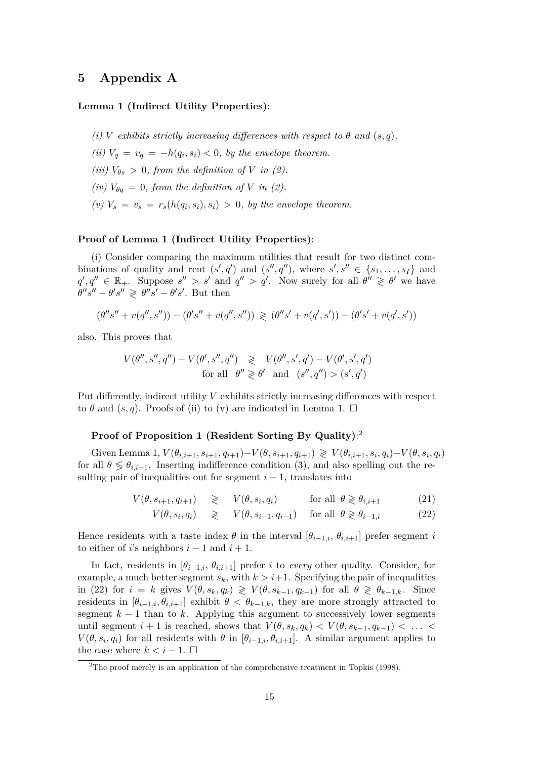## 5 Appendix A

**Lemma 1 (Indirect Utility Properties)**:

*(i) $V$ exhibits strictly increasing differences with respect to $\theta$ and $(s, q)$.*

*(ii) $V_q = v_q = -h(q_i, s_i) < 0$, by the envelope theorem.*

*(iii) $V_{\theta s} > 0$, from the definition of $V$ in (2).*

*(iv) $V_{\theta q} = 0$, from the definition of $V$ in (2).*

*(v) $V_s = v_s = r_s(h(q_i, s_i), s_i) > 0$, by the envelope theorem.*

**Proof of Lemma 1 (Indirect Utility Properties)**:

(i) Consider comparing the maximum utilities that result for two distinct combinations of quality and rent $(s', q')$ and $(s'', q'')$, where $s', s'' \in \{s_1, \ldots, s_I\}$ and $q', q'' \in \mathbb{R}_+$. Suppose $s'' > s'$ and $q'' > q'$. Now surely for all $\theta'' \gtrless \theta'$ we have $\theta'' s'' - \theta' s'' \gtrless \theta'' s' - \theta' s'$. But then

$$(\theta'' s'' + v(q'', s'')) - (\theta' s'' + v(q'', s'')) \gtrless (\theta'' s' + v(q', s')) - (\theta' s' + v(q', s'))$$

also. This proves that

$$\begin{aligned} V(\theta'', s'', q'') - V(\theta', s'', q'') \quad &\gtrless \quad V(\theta'', s', q') - V(\theta', s', q') \\ &\text{for all} \quad \theta'' \gtrless \theta' \quad \text{and} \quad (s'', q'') > (s', q') \end{aligned}$$

Put differently, indirect utility $V$ exhibits strictly increasing differences with respect to $\theta$ and $(s, q)$. Proofs of (ii) to (v) are indicated in Lemma 1. □

**Proof of Proposition 1 (Resident Sorting By Quality)**:[2]

Given Lemma 1, $V(\theta_{i,i+1}, s_{i+1}, q_{i+1}) - V(\theta, s_{i+1}, q_{i+1}) \gtrless V(\theta_{i,i+1}, s_i, q_i) - V(\theta, s_i, q_i)$ for all $\theta \lessgtr \theta_{i,i+1}$. Inserting indifference condition (3), and also spelling out the resulting pair of inequalities out for segment $i-1$, translates into

$$V(\theta, s_{i+1}, q_{i+1}) \quad \gtrless \quad V(\theta, s_i, q_i) \qquad \text{for all} \;\; \theta \gtrless \theta_{i,i+1} \tag{21}$$

$$V(\theta, s_i, q_i) \quad \gtrless \quad V(\theta, s_{i-1}, q_{i-1}) \qquad \text{for all} \;\; \theta \gtrless \theta_{i-1,i} \tag{22}$$

Hence residents with a taste index $\theta$ in the interval $[\theta_{i-1,i}, \theta_{i,i+1}]$ prefer segment $i$ to either of $i$'s neighbors $i-1$ and $i+1$.

In fact, residents in $[\theta_{i-1,i}, \theta_{i,i+1}]$ prefer $i$ to *every* other quality. Consider, for example, a much better segment $s_k$, with $k > i+1$. Specifying the pair of inequalities in (22) for $i = k$ gives $V(\theta, s_k, q_k) \gtrless V(\theta, s_{k-1}, q_{k-1})$ for all $\theta \gtrless \theta_{k-1,k}$. Since residents in $[\theta_{i-1,i}, \theta_{i,i+1}]$ exhibit $\theta < \theta_{k-1,k}$, they are more strongly attracted to segment $k-1$ than to $k$. Applying this argument to successively lower segments until segment $i+1$ is reached, shows that $V(\theta, s_k, q_k) < V(\theta, s_{k-1}, q_{k-1}) < \ldots < V(\theta, s_i, q_i)$ for all residents with $\theta$ in $[\theta_{i-1,i}, \theta_{i,i+1}]$. A similar argument applies to the case where $k < i-1$. □

---

[2] The proof merely is an application of the comprehensive treatment in Topkis (1998).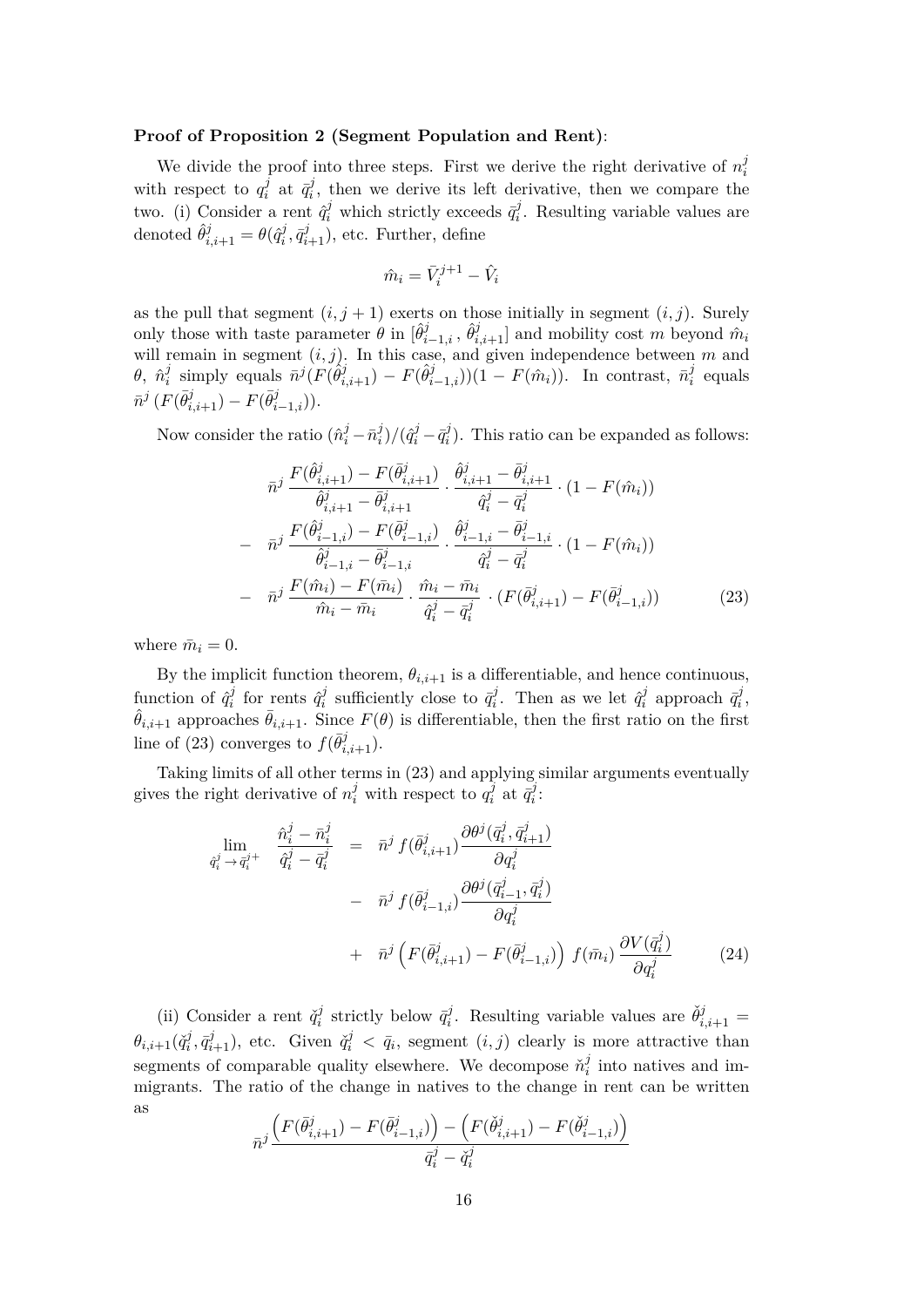**Proof of Proposition 2 (Segment Population and Rent)**:

We divide the proof into three steps. First we derive the right derivative of $n_i^j$ with respect to $q_i^j$ at $\bar{q}_i^j$, then we derive its left derivative, then we compare the two. (i) Consider a rent $\hat{q}_i^j$ which strictly exceeds $\bar{q}_i^j$. Resulting variable values are denoted $\hat{\theta}_{i,i+1}^j = \theta(\hat{q}_i^j, \bar{q}_{i+1}^j)$, etc. Further, define

$$\hat{m}_i = \bar{V}_i^{j+1} - \hat{V}_i$$

as the pull that segment $(i, j+1)$ exerts on those initially in segment $(i, j)$. Surely only those with taste parameter $\theta$ in $[\hat{\theta}_{i-1,i}^j, \hat{\theta}_{i,i+1}^j]$ and mobility cost $m$ beyond $\hat{m}_i$ will remain in segment $(i, j)$. In this case, and given independence between $m$ and $\theta$, $\hat{n}_i^j$ simply equals $\bar{n}^j(F(\hat{\theta}_{i,i+1}^j) - F(\hat{\theta}_{i-1,i}^j))(1 - F(\hat{m}_i))$. In contrast, $\bar{n}_i^j$ equals $\bar{n}^j\,(F(\bar{\theta}_{i,i+1}^j) - F(\bar{\theta}_{i-1,i}^j))$.

Now consider the ratio $(\hat{n}_i^j - \bar{n}_i^j)/(\hat{q}_i^j - \bar{q}_i^j)$. This ratio can be expanded as follows:

$$\begin{aligned}
& \bar{n}^j \, \frac{F(\hat{\theta}_{i,i+1}^j) - F(\bar{\theta}_{i,i+1}^j)}{\hat{\theta}_{i,i+1}^j - \bar{\theta}_{i,i+1}^j} \cdot \frac{\hat{\theta}_{i,i+1}^j - \bar{\theta}_{i,i+1}^j}{\hat{q}_i^j - \bar{q}_i^j} \cdot (1 - F(\hat{m}_i)) \\
- \;\; & \bar{n}^j \, \frac{F(\hat{\theta}_{i-1,i}^j) - F(\bar{\theta}_{i-1,i}^j)}{\hat{\theta}_{i-1,i}^j - \bar{\theta}_{i-1,i}^j} \cdot \frac{\hat{\theta}_{i-1,i}^j - \bar{\theta}_{i-1,i}^j}{\hat{q}_i^j - \bar{q}_i^j} \cdot (1 - F(\hat{m}_i)) \\
- \;\; & \bar{n}^j \, \frac{F(\hat{m}_i) - F(\bar{m}_i)}{\hat{m}_i - \bar{m}_i} \cdot \frac{\hat{m}_i - \bar{m}_i}{\hat{q}_i^j - \bar{q}_i^j} \cdot (F(\bar{\theta}_{i,i+1}^j) - F(\bar{\theta}_{i-1,i}^j))
\end{aligned} \tag{23}$$

where $\bar{m}_i = 0$.

By the implicit function theorem, $\theta_{i,i+1}$ is a differentiable, and hence continuous, function of $\hat{q}_i^j$ for rents $\hat{q}_i^j$ sufficiently close to $\bar{q}_i^j$. Then as we let $\hat{q}_i^j$ approach $\bar{q}_i^j$, $\hat{\theta}_{i,i+1}$ approaches $\bar{\theta}_{i,i+1}$. Since $F(\theta)$ is differentiable, then the first ratio on the first line of (23) converges to $f(\bar{\theta}_{i,i+1}^j)$.

Taking limits of all other terms in (23) and applying similar arguments eventually gives the right derivative of $n_i^j$ with respect to $q_i^j$ at $\bar{q}_i^j$:

$$\begin{aligned}
\lim_{\hat{q}_i^j \to \bar{q}_i^{j+}} \frac{\hat{n}_i^j - \bar{n}_i^j}{\hat{q}_i^j - \bar{q}_i^j} \;\; = \;\; & \bar{n}^j \, f(\bar{\theta}_{i,i+1}^j) \frac{\partial \theta^j(\bar{q}_i^j, \bar{q}_{i+1}^j)}{\partial q_i^j} \\
- \;\; & \bar{n}^j \, f(\bar{\theta}_{i-1,i}^j) \frac{\partial \theta^j(\bar{q}_{i-1}^j, \bar{q}_i^j)}{\partial q_i^j} \\
+ \;\; & \bar{n}^j \left( F(\bar{\theta}_{i,i+1}^j) - F(\bar{\theta}_{i-1,i}^j) \right) f(\bar{m}_i) \, \frac{\partial V(\bar{q}_i^j)}{\partial q_i^j}
\end{aligned} \tag{24}$$

(ii) Consider a rent $\check{q}_i^j$ strictly below $\bar{q}_i^j$. Resulting variable values are $\check{\theta}_{i,i+1}^j = \theta_{i,i+1}(\check{q}_i^j, \bar{q}_{i+1}^j)$, etc. Given $\check{q}_i^j < \bar{q}_i$, segment $(i, j)$ clearly is more attractive than segments of comparable quality elsewhere. We decompose $\check{n}_i^j$ into natives and immigrants. The ratio of the change in natives to the change in rent can be written as

$$\bar{n}^j \frac{\left(F(\bar{\theta}_{i,i+1}^j) - F(\bar{\theta}_{i-1,i}^j)\right) - \left(F(\check{\theta}_{i,i+1}^j) - F(\check{\theta}_{i-1,i}^j)\right)}{\bar{q}_i^j - \check{q}_i^j}$$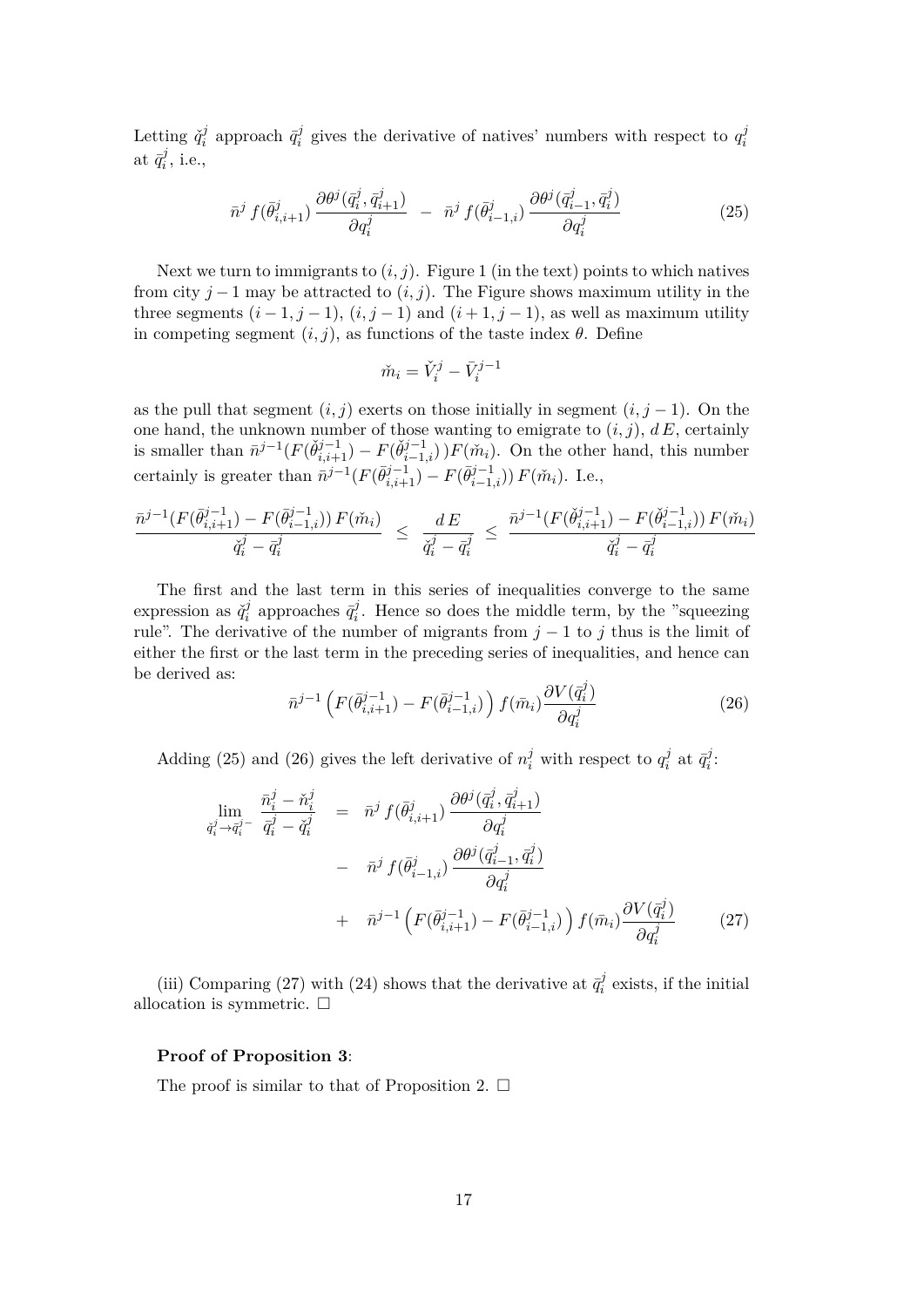Letting $\check{q}_i^j$ approach $\bar{q}_i^j$ gives the derivative of natives' numbers with respect to $q_i^j$ at $\bar{q}_i^j$, i.e.,

$$\bar{n}^j \, f(\bar{\theta}_{i,i+1}^j) \, \frac{\partial \theta^j(\bar{q}_i^j, \bar{q}_{i+1}^j)}{\partial q_i^j} \;\; - \;\; \bar{n}^j \, f(\bar{\theta}_{i-1,i}^j) \, \frac{\partial \theta^j(\bar{q}_{i-1}^j, \bar{q}_i^j)}{\partial q_i^j} \tag{25}$$

Next we turn to immigrants to $(i, j)$. Figure 1 (in the text) points to which natives from city $j-1$ may be attracted to $(i, j)$. The Figure shows maximum utility in the three segments $(i-1, j-1)$, $(i, j-1)$ and $(i+1, j-1)$, as well as maximum utility in competing segment $(i, j)$, as functions of the taste index $\theta$. Define

$$\check{m}_i = \check{V}_i^j - \bar{V}_i^{j-1}$$

as the pull that segment $(i, j)$ exerts on those initially in segment $(i, j-1)$. On the one hand, the unknown number of those wanting to emigrate to $(i, j)$, $d\,E$, certainly is smaller than $\bar{n}^{j-1}(F(\check{\theta}_{i,i+1}^{j-1}) - F(\check{\theta}_{i-1,i}^{j-1}))F(\check{m}_i)$. On the other hand, this number certainly is greater than $\bar{n}^{j-1}(F(\bar{\theta}_{i,i+1}^{j-1}) - F(\bar{\theta}_{i-1,i}^{j-1}))\,F(\check{m}_i)$. I.e.,

$$\frac{\bar{n}^{j-1}(F(\bar{\theta}_{i,i+1}^{j-1}) - F(\bar{\theta}_{i-1,i}^{j-1}))\,F(\check{m}_i)}{\check{q}_i^j - \bar{q}_i^j} \;\; \leq \;\; \frac{d\,E}{\check{q}_i^j - \bar{q}_i^j} \;\; \leq \;\; \frac{\bar{n}^{j-1}(F(\check{\theta}_{i,i+1}^{j-1}) - F(\check{\theta}_{i-1,i}^{j-1}))\,F(\check{m}_i)}{\check{q}_i^j - \bar{q}_i^j}$$

The first and the last term in this series of inequalities converge to the same expression as $\check{q}_i^j$ approaches $\bar{q}_i^j$. Hence so does the middle term, by the "squeezing rule". The derivative of the number of migrants from $j-1$ to $j$ thus is the limit of either the first or the last term in the preceding series of inequalities, and hence can be derived as:

$$\bar{n}^{j-1}\left(F(\bar{\theta}_{i,i+1}^{j-1}) - F(\bar{\theta}_{i-1,i}^{j-1})\right) f(\bar{m}_i) \frac{\partial V(\bar{q}_i^j)}{\partial q_i^j} \tag{26}$$

Adding (25) and (26) gives the left derivative of $n_i^j$ with respect to $q_i^j$ at $\bar{q}_i^j$:

$$\begin{aligned}
\lim_{\check{q}_i^j \to \bar{q}_i^{j-}} \frac{\bar{n}_i^j - \check{n}_i^j}{\bar{q}_i^j - \check{q}_i^j} \;\; &= \;\; \bar{n}^j \, f(\bar{\theta}_{i,i+1}^j) \, \frac{\partial \theta^j(\bar{q}_i^j, \bar{q}_{i+1}^j)}{\partial q_i^j} \\
&- \;\; \bar{n}^j \, f(\bar{\theta}_{i-1,i}^j) \, \frac{\partial \theta^j(\bar{q}_{i-1}^j, \bar{q}_i^j)}{\partial q_i^j} \\
&+ \;\; \bar{n}^{j-1}\left(F(\bar{\theta}_{i,i+1}^{j-1}) - F(\bar{\theta}_{i-1,i}^{j-1})\right) f(\bar{m}_i) \frac{\partial V(\bar{q}_i^j)}{\partial q_i^j}
\end{aligned} \tag{27}$$

(iii) Comparing (27) with (24) shows that the derivative at $\bar{q}_i^j$ exists, if the initial allocation is symmetric. □

**Proof of Proposition 3**:

The proof is similar to that of Proposition 2. □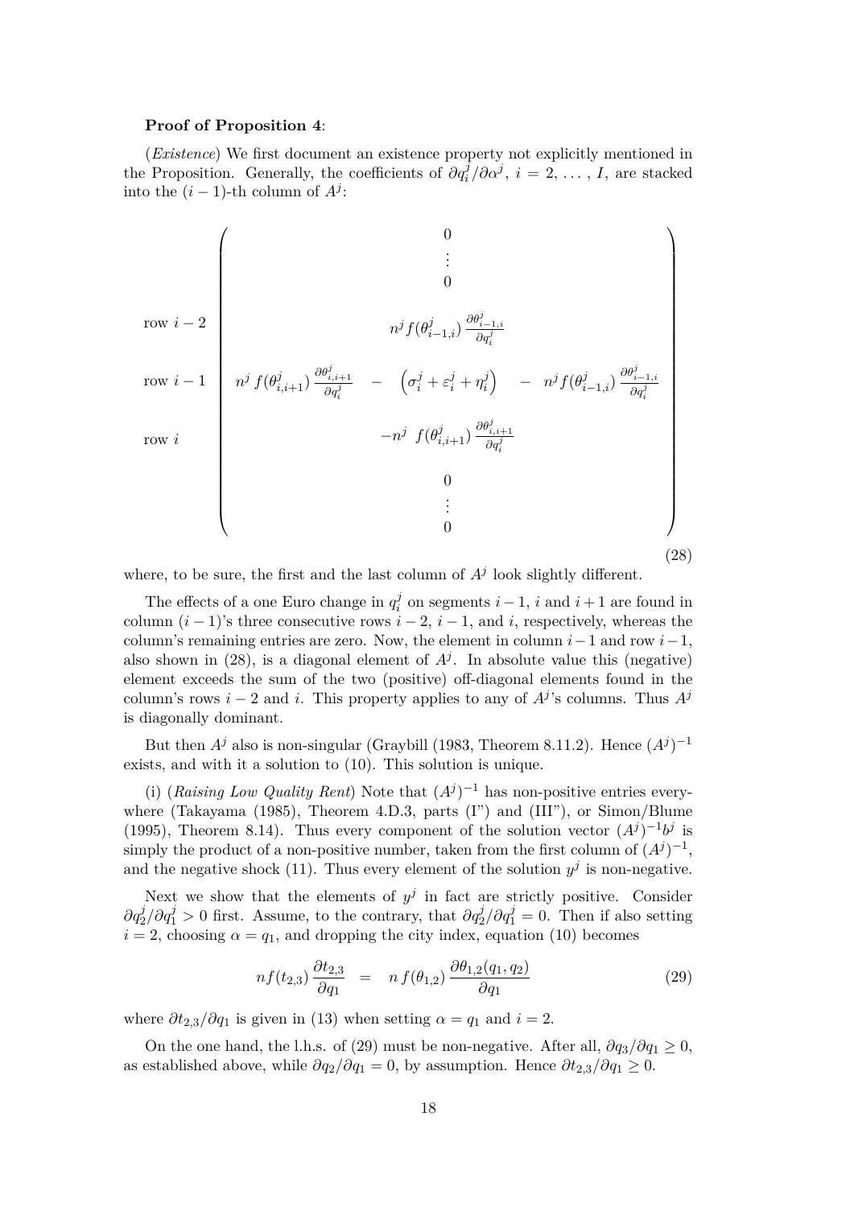**Proof of Proposition 4**:

(*Existence*) We first document an existence property not explicitly mentioned in the Proposition. Generally, the coefficients of $\partial q_i^j / \partial \alpha^j$, $i = 2, \ldots, I$, are stacked into the $(i-1)$-th column of $A^j$:

$$
\begin{array}{l}
\\ \\ \\
\text{row } i-2 \\
\\
\text{row } i-1 \\
\\
\text{row } i \\
\\ \\ \\
\end{array}
\left(
\begin{array}{c}
0 \\
\vdots \\
0 \\
n^j f(\theta_{i-1,i}^j) \, \dfrac{\partial \theta_{i-1,i}^j}{\partial q_i^j} \\
n^j \, f(\theta_{i,i+1}^j) \, \dfrac{\partial \theta_{i,i+1}^j}{\partial q_i^j} \quad - \quad \left( \sigma_i^j + \varepsilon_i^j + \eta_i^j \right) \quad - \quad n^j f(\theta_{i-1,i}^j) \, \dfrac{\partial \theta_{i-1,i}^j}{\partial q_i^j} \\
-n^j \;\, f(\theta_{i,i+1}^j) \, \dfrac{\partial \theta_{i,i+1}^j}{\partial q_i^j} \\
0 \\
\vdots \\
0
\end{array}
\right)
\tag{28}
$$

where, to be sure, the first and the last column of $A^j$ look slightly different.

The effects of a one Euro change in $q_i^j$ on segments $i-1$, $i$ and $i+1$ are found in column $(i-1)$'s three consecutive rows $i-2$, $i-1$, and $i$, respectively, whereas the column's remaining entries are zero. Now, the element in column $i-1$ and row $i-1$, also shown in (28), is a diagonal element of $A^j$. In absolute value this (negative) element exceeds the sum of the two (positive) off-diagonal elements found in the column's rows $i-2$ and $i$. This property applies to any of $A^j$'s columns. Thus $A^j$ is diagonally dominant.

But then $A^j$ also is non-singular (Graybill (1983, Theorem 8.11.2). Hence $(A^j)^{-1}$ exists, and with it a solution to (10). This solution is unique.

(i) (*Raising Low Quality Rent*) Note that $(A^j)^{-1}$ has non-positive entries everywhere (Takayama (1985), Theorem 4.D.3, parts (I") and (III"), or Simon/Blume (1995), Theorem 8.14). Thus every component of the solution vector $(A^j)^{-1} b^j$ is simply the product of a non-positive number, taken from the first column of $(A^j)^{-1}$, and the negative shock (11). Thus every element of the solution $y^j$ is non-negative.

Next we show that the elements of $y^j$ in fact are strictly positive. Consider $\partial q_2^j / \partial q_1^j > 0$ first. Assume, to the contrary, that $\partial q_2^j / \partial q_1^j = 0$. Then if also setting $i = 2$, choosing $\alpha = q_1$, and dropping the city index, equation (10) becomes

$$
n f(t_{2,3}) \, \frac{\partial t_{2,3}}{\partial q_1} \quad = \quad n \, f(\theta_{1,2}) \, \frac{\partial \theta_{1,2}(q_1, q_2)}{\partial q_1} \tag{29}
$$

where $\partial t_{2,3} / \partial q_1$ is given in (13) when setting $\alpha = q_1$ and $i = 2$.

On the one hand, the l.h.s. of (29) must be non-negative. After all, $\partial q_3 / \partial q_1 \geq 0$, as established above, while $\partial q_2 / \partial q_1 = 0$, by assumption. Hence $\partial t_{2,3} / \partial q_1 \geq 0$.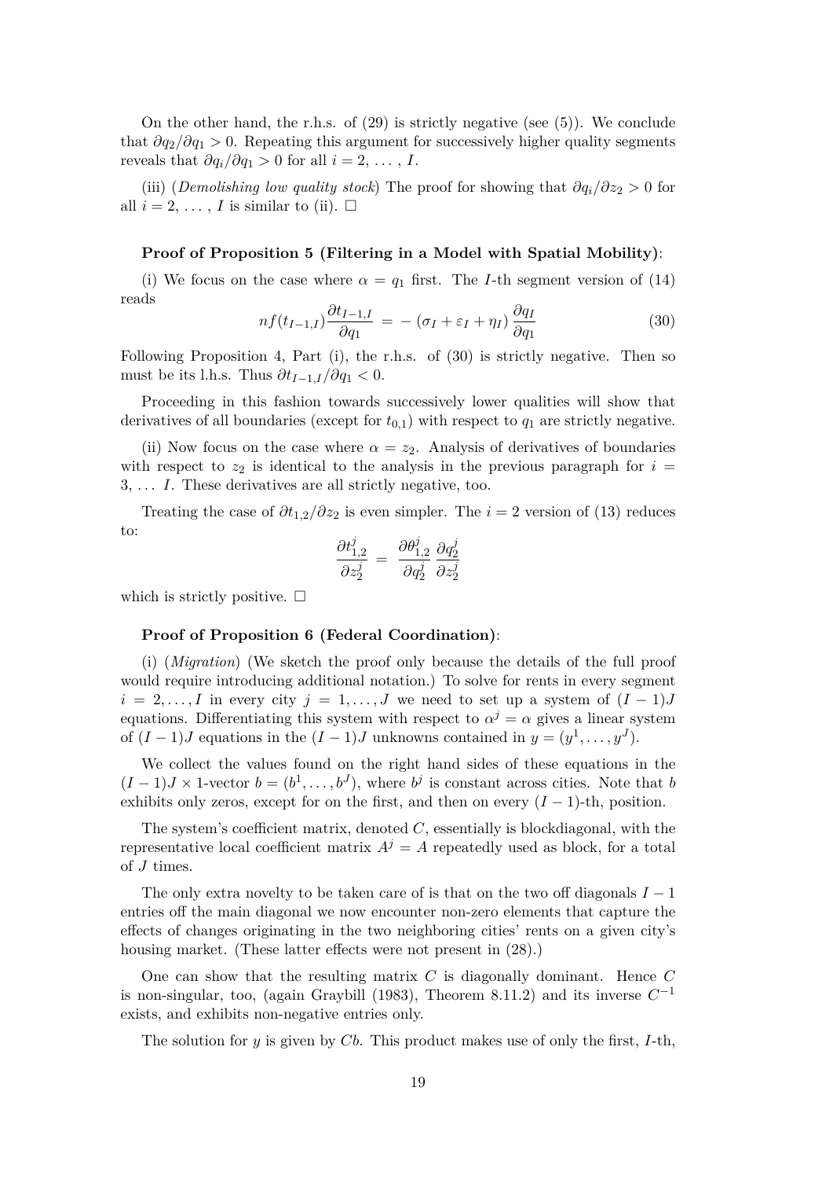On the other hand, the r.h.s. of (29) is strictly negative (see (5)). We conclude that $\partial q_2/\partial q_1 > 0$. Repeating this argument for successively higher quality segments reveals that $\partial q_i/\partial q_1 > 0$ for all $i = 2, \ldots, I$.

(iii) (*Demolishing low quality stock*) The proof for showing that $\partial q_i/\partial z_2 > 0$ for all $i = 2, \ldots, I$ is similar to (ii). □

**Proof of Proposition 5 (Filtering in a Model with Spatial Mobility)**:

(i) We focus on the case where $\alpha = q_1$ first. The $I$-th segment version of (14) reads

$$nf(t_{I-1,I})\frac{\partial t_{I-1,I}}{\partial q_1} = -(\sigma_I + \varepsilon_I + \eta_I)\frac{\partial q_I}{\partial q_1} \tag{30}$$

Following Proposition 4, Part (i), the r.h.s. of (30) is strictly negative. Then so must be its l.h.s. Thus $\partial t_{I-1,I}/\partial q_1 < 0$.

Proceeding in this fashion towards successively lower qualities will show that derivatives of all boundaries (except for $t_{0,1}$) with respect to $q_1$ are strictly negative.

(ii) Now focus on the case where $\alpha = z_2$. Analysis of derivatives of boundaries with respect to $z_2$ is identical to the analysis in the previous paragraph for $i = 3, \ldots I$. These derivatives are all strictly negative, too.

Treating the case of $\partial t_{1,2}/\partial z_2$ is even simpler. The $i = 2$ version of (13) reduces to:

$$\frac{\partial t^j_{1,2}}{\partial z^j_2} = \frac{\partial \theta^j_{1,2}}{\partial q^j_2}\frac{\partial q^j_2}{\partial z^j_2}$$

which is strictly positive. □

**Proof of Proposition 6 (Federal Coordination)**:

(i) (*Migration*) (We sketch the proof only because the details of the full proof would require introducing additional notation.) To solve for rents in every segment $i = 2, \ldots, I$ in every city $j = 1, \ldots, J$ we need to set up a system of $(I-1)J$ equations. Differentiating this system with respect to $\alpha^j = \alpha$ gives a linear system of $(I-1)J$ equations in the $(I-1)J$ unknowns contained in $y = (y^1, \ldots, y^J)$.

We collect the values found on the right hand sides of these equations in the $(I-1)J \times 1$-vector $b = (b^1, \ldots, b^J)$, where $b^j$ is constant across cities. Note that $b$ exhibits only zeros, except for on the first, and then on every $(I-1)$-th, position.

The system's coefficient matrix, denoted $C$, essentially is blockdiagonal, with the representative local coefficient matrix $A^j = A$ repeatedly used as block, for a total of $J$ times.

The only extra novelty to be taken care of is that on the two off diagonals $I-1$ entries off the main diagonal we now encounter non-zero elements that capture the effects of changes originating in the two neighboring cities' rents on a given city's housing market. (These latter effects were not present in (28).)

One can show that the resulting matrix $C$ is diagonally dominant. Hence $C$ is non-singular, too, (again Graybill (1983), Theorem 8.11.2) and its inverse $C^{-1}$ exists, and exhibits non-negative entries only.

The solution for $y$ is given by $Cb$. This product makes use of only the first, $I$-th,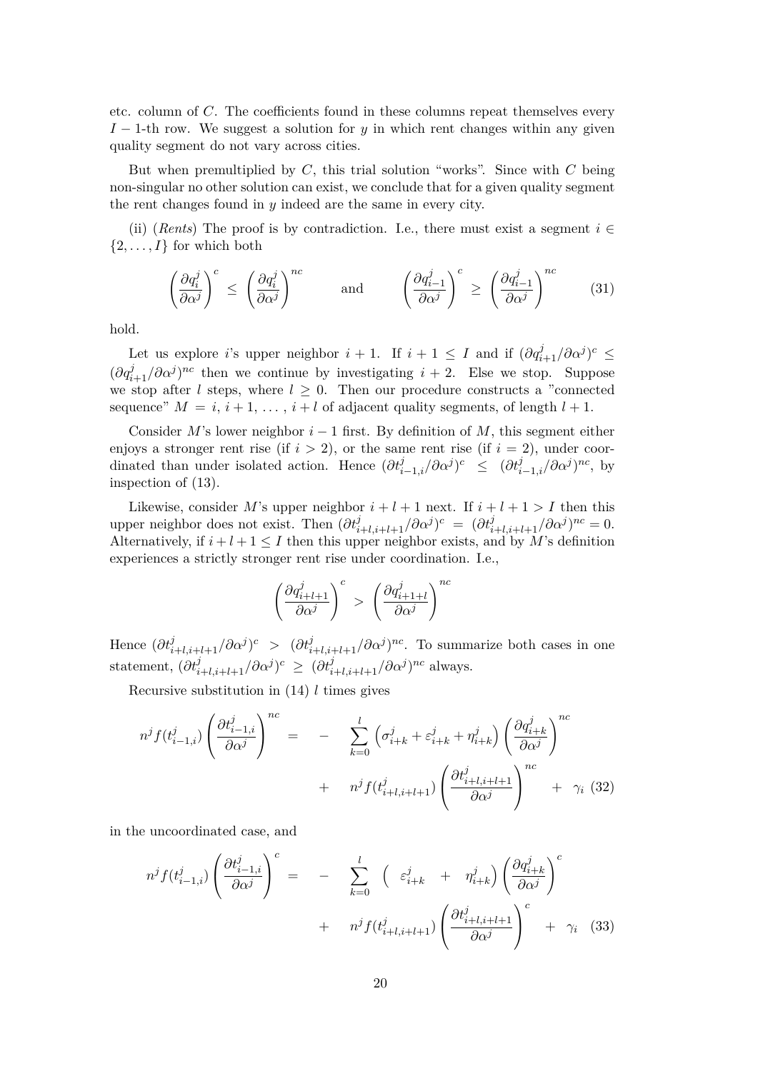etc. column of $C$. The coefficients found in these columns repeat themselves every $I-1$-th row. We suggest a solution for $y$ in which rent changes within any given quality segment do not vary across cities.

But when premultiplied by $C$, this trial solution "works". Since with $C$ being non-singular no other solution can exist, we conclude that for a given quality segment the rent changes found in $y$ indeed are the same in every city.

(ii) (*Rents*) The proof is by contradiction. I.e., there must exist a segment $i \in \{2, \ldots, I\}$ for which both

$$\left(\frac{\partial q_i^j}{\partial \alpha^j}\right)^c \leq \left(\frac{\partial q_i^j}{\partial \alpha^j}\right)^{nc} \qquad \text{and} \qquad \left(\frac{\partial q_{i-1}^j}{\partial \alpha^j}\right)^c \geq \left(\frac{\partial q_{i-1}^j}{\partial \alpha^j}\right)^{nc} \tag{31}$$

hold.

Let us explore $i$'s upper neighbor $i+1$. If $i+1 \leq I$ and if $(\partial q_{i+1}^j/\partial \alpha^j)^c \leq (\partial q_{i+1}^j/\partial \alpha^j)^{nc}$ then we continue by investigating $i+2$. Else we stop. Suppose we stop after $l$ steps, where $l \geq 0$. Then our procedure constructs a "connected sequence" $M = i,\, i+1,\, \ldots,\, i+l$ of adjacent quality segments, of length $l+1$.

Consider $M$'s lower neighbor $i-1$ first. By definition of $M$, this segment either enjoys a stronger rent rise (if $i > 2$), or the same rent rise (if $i = 2$), under coordinated than under isolated action. Hence $(\partial t_{i-1,i}^j/\partial \alpha^j)^c \leq (\partial t_{i-1,i}^j/\partial \alpha^j)^{nc}$, by inspection of (13).

Likewise, consider $M$'s upper neighbor $i+l+1$ next. If $i+l+1 > I$ then this upper neighbor does not exist. Then $(\partial t_{i+l,i+l+1}^j/\partial \alpha^j)^c = (\partial t_{i+l,i+l+1}^j/\partial \alpha^j)^{nc} = 0$. Alternatively, if $i+l+1 \leq I$ then this upper neighbor exists, and by $M$'s definition experiences a strictly stronger rent rise under coordination. I.e.,

$$\left(\frac{\partial q_{i+l+1}^j}{\partial \alpha^j}\right)^c > \left(\frac{\partial q_{i+1+l}^j}{\partial \alpha^j}\right)^{nc}$$

Hence $(\partial t_{i+l,i+l+1}^j/\partial \alpha^j)^c > (\partial t_{i+l,i+l+1}^j/\partial \alpha^j)^{nc}$. To summarize both cases in one statement, $(\partial t_{i+l,i+l+1}^j/\partial \alpha^j)^c \geq (\partial t_{i+l,i+l+1}^j/\partial \alpha^j)^{nc}$ always.

Recursive substitution in (14) $l$ times gives

$$\begin{aligned} n^j f(t_{i-1,i}^j)\left(\frac{\partial t_{i-1,i}^j}{\partial \alpha^j}\right)^{nc} &= -\sum_{k=0}^{l}\left(\sigma_{i+k}^j + \varepsilon_{i+k}^j + \eta_{i+k}^j\right)\left(\frac{\partial q_{i+k}^j}{\partial \alpha^j}\right)^{nc} \\ &\quad + n^j f(t_{i+l,i+l+1}^j)\left(\frac{\partial t_{i+l,i+l+1}^j}{\partial \alpha^j}\right)^{nc} + \gamma_i \end{aligned} \tag{32}$$

in the uncoordinated case, and

$$\begin{aligned} n^j f(t_{i-1,i}^j)\left(\frac{\partial t_{i-1,i}^j}{\partial \alpha^j}\right)^{c} &= -\sum_{k=0}^{l}\left(\varepsilon_{i+k}^j + \eta_{i+k}^j\right)\left(\frac{\partial q_{i+k}^j}{\partial \alpha^j}\right)^{c} \\ &\quad + n^j f(t_{i+l,i+l+1}^j)\left(\frac{\partial t_{i+l,i+l+1}^j}{\partial \alpha^j}\right)^{c} + \gamma_i \end{aligned} \tag{33}$$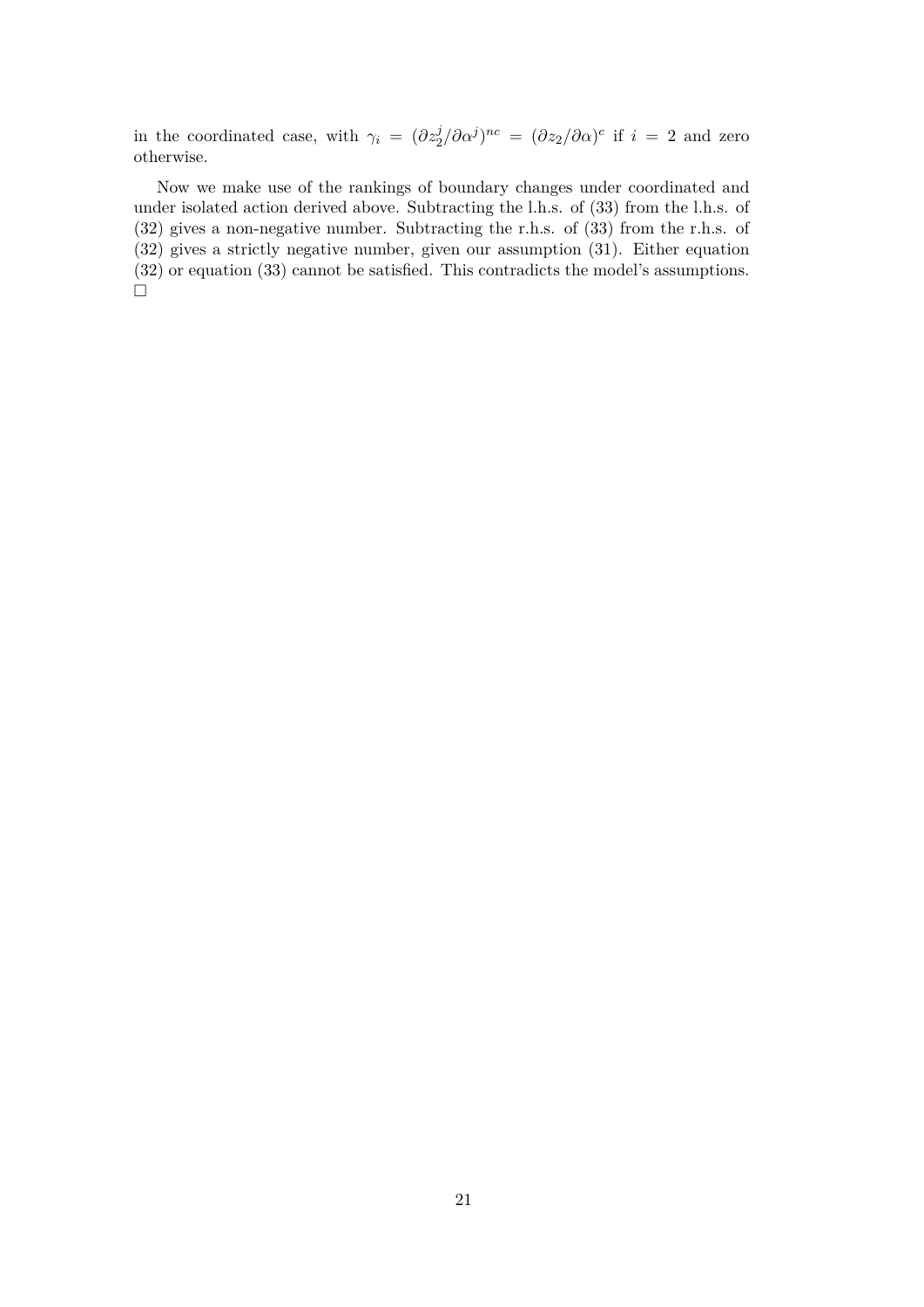in the coordinated case, with $\gamma_i = (\partial z_2^j / \partial \alpha^j)^{nc} = (\partial z_2 / \partial \alpha)^c$ if $i = 2$ and zero otherwise.

Now we make use of the rankings of boundary changes under coordinated and under isolated action derived above. Subtracting the l.h.s. of (33) from the l.h.s. of (32) gives a non-negative number. Subtracting the r.h.s. of (33) from the r.h.s. of (32) gives a strictly negative number, given our assumption (31). Either equation (32) or equation (33) cannot be satisfied. This contradicts the model's assumptions. □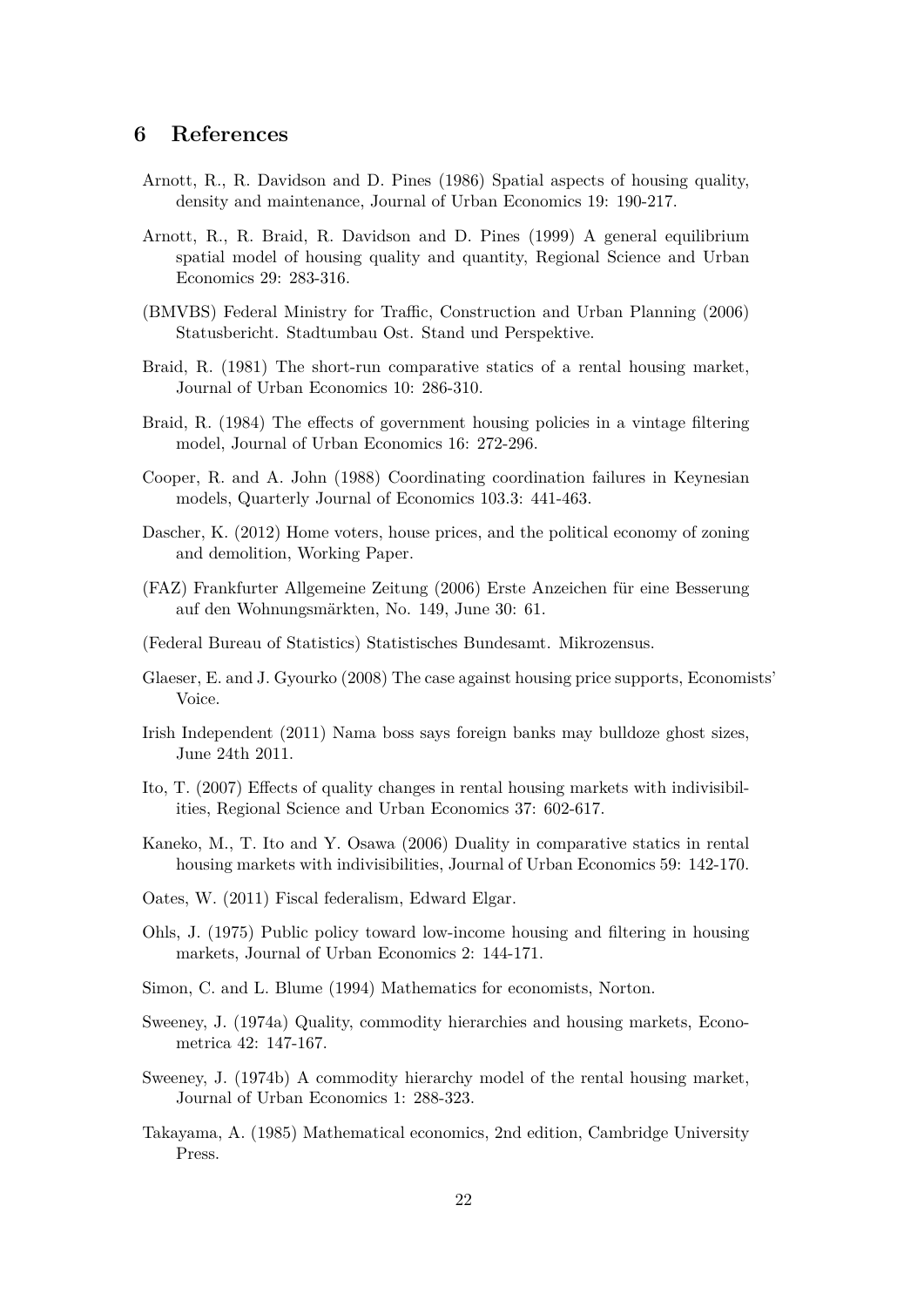## 6 References

Arnott, R., R. Davidson and D. Pines (1986) Spatial aspects of housing quality, density and maintenance, Journal of Urban Economics 19: 190-217.

Arnott, R., R. Braid, R. Davidson and D. Pines (1999) A general equilibrium spatial model of housing quality and quantity, Regional Science and Urban Economics 29: 283-316.

(BMVBS) Federal Ministry for Traffic, Construction and Urban Planning (2006) Statusbericht. Stadtumbau Ost. Stand und Perspektive.

Braid, R. (1981) The short-run comparative statics of a rental housing market, Journal of Urban Economics 10: 286-310.

Braid, R. (1984) The effects of government housing policies in a vintage filtering model, Journal of Urban Economics 16: 272-296.

Cooper, R. and A. John (1988) Coordinating coordination failures in Keynesian models, Quarterly Journal of Economics 103.3: 441-463.

Dascher, K. (2012) Home voters, house prices, and the political economy of zoning and demolition, Working Paper.

(FAZ) Frankfurter Allgemeine Zeitung (2006) Erste Anzeichen für eine Besserung auf den Wohnungsmärkten, No. 149, June 30: 61.

(Federal Bureau of Statistics) Statistisches Bundesamt. Mikrozensus.

Glaeser, E. and J. Gyourko (2008) The case against housing price supports, Economists' Voice.

Irish Independent (2011) Nama boss says foreign banks may bulldoze ghost sizes, June 24th 2011.

Ito, T. (2007) Effects of quality changes in rental housing markets with indivisibilities, Regional Science and Urban Economics 37: 602-617.

Kaneko, M., T. Ito and Y. Osawa (2006) Duality in comparative statics in rental housing markets with indivisibilities, Journal of Urban Economics 59: 142-170.

Oates, W. (2011) Fiscal federalism, Edward Elgar.

Ohls, J. (1975) Public policy toward low-income housing and filtering in housing markets, Journal of Urban Economics 2: 144-171.

Simon, C. and L. Blume (1994) Mathematics for economists, Norton.

Sweeney, J. (1974a) Quality, commodity hierarchies and housing markets, Econometrica 42: 147-167.

Sweeney, J. (1974b) A commodity hierarchy model of the rental housing market, Journal of Urban Economics 1: 288-323.

Takayama, A. (1985) Mathematical economics, 2nd edition, Cambridge University Press.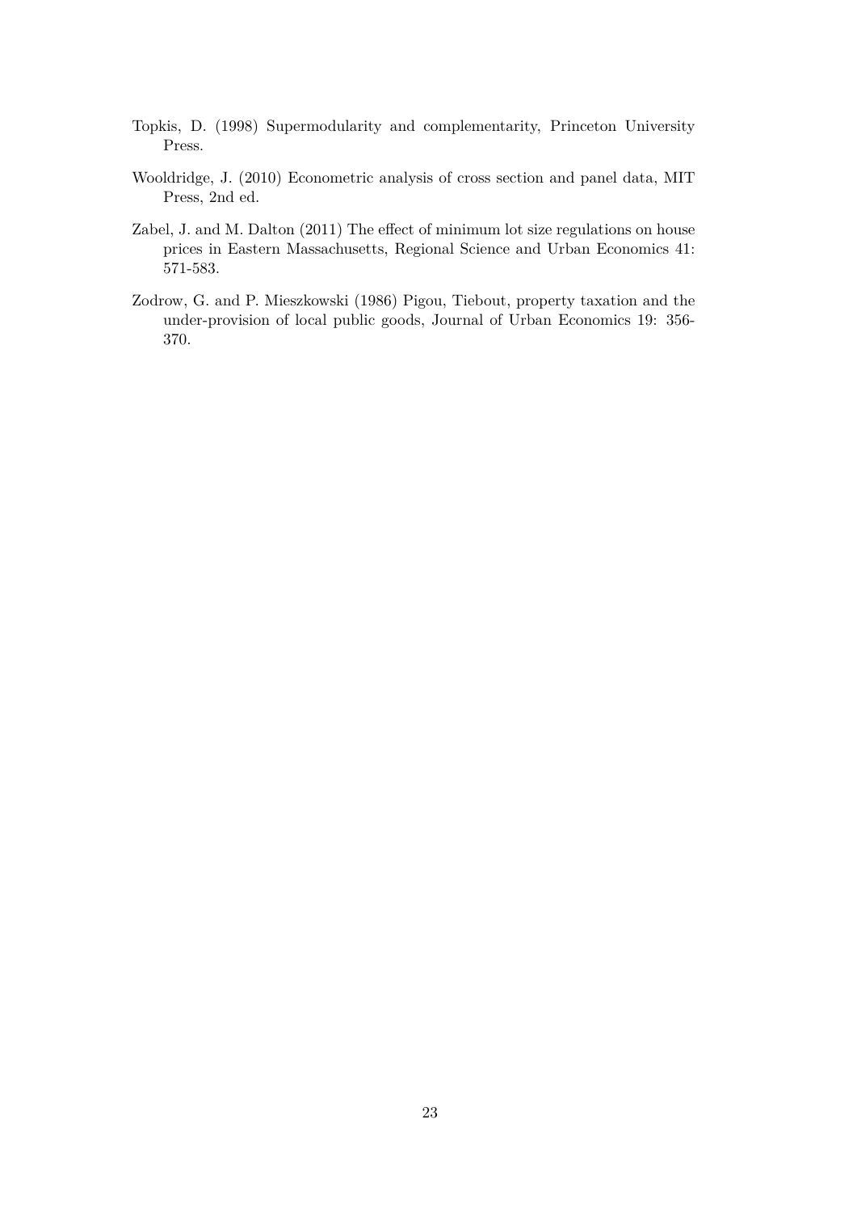Topkis, D. (1998) Supermodularity and complementarity, Princeton University Press.

Wooldridge, J. (2010) Econometric analysis of cross section and panel data, MIT Press, 2nd ed.

Zabel, J. and M. Dalton (2011) The effect of minimum lot size regulations on house prices in Eastern Massachusetts, Regional Science and Urban Economics 41: 571-583.

Zodrow, G. and P. Mieszkowski (1986) Pigou, Tiebout, property taxation and the under-provision of local public goods, Journal of Urban Economics 19: 356-370.